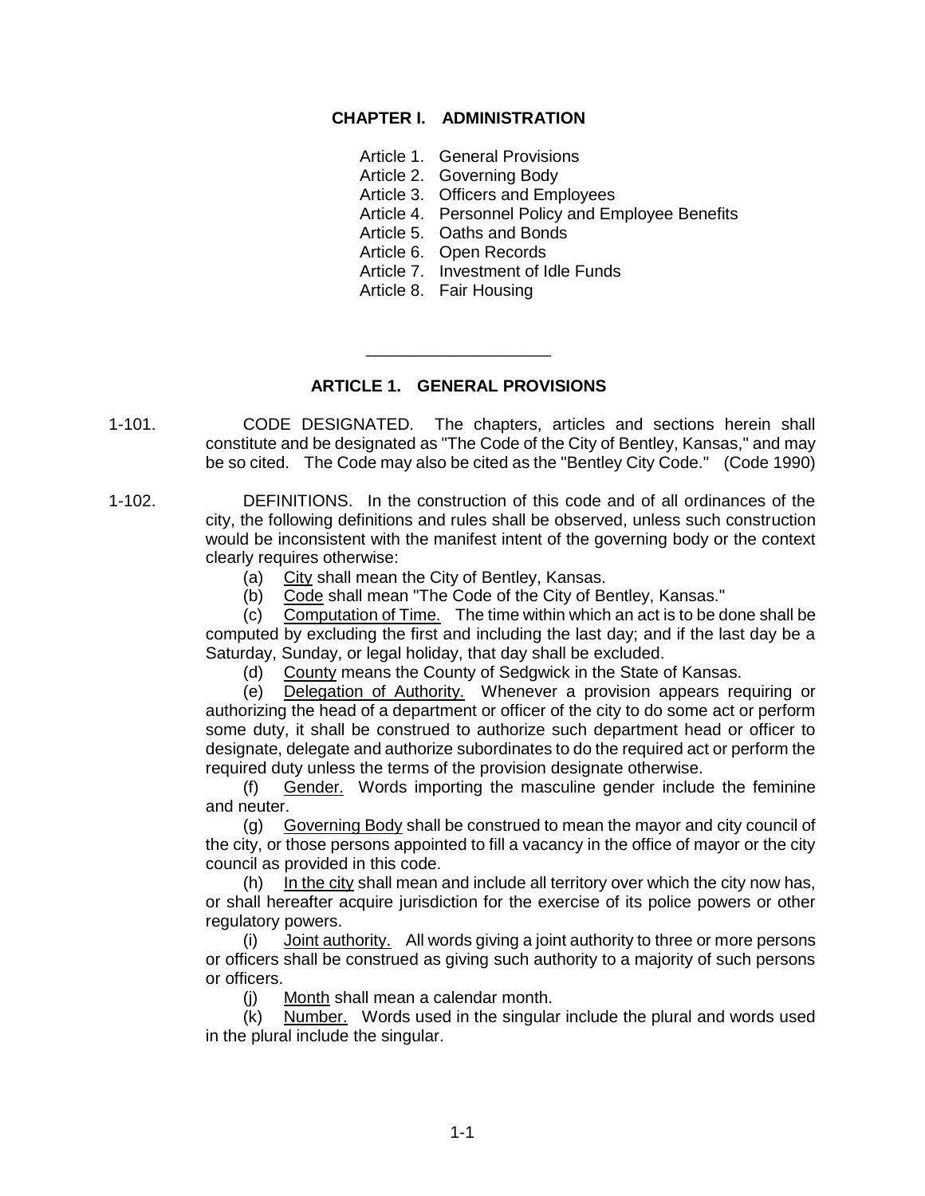# CHAPTER I. ADMINISTRATION

Article 1. General Provisions
Article 2. Governing Body
Article 3. Officers and Employees
Article 4. Personnel Policy and Employee Benefits
Article 5. Oaths and Bonds
Article 6. Open Records
Article 7. Investment of Idle Funds
Article 8. Fair Housing

---

## ARTICLE 1. GENERAL PROVISIONS

1-101. CODE DESIGNATED. The chapters, articles and sections herein shall constitute and be designated as "The Code of the City of Bentley, Kansas," and may be so cited. The Code may also be cited as the "Bentley City Code." (Code 1990)

1-102. DEFINITIONS. In the construction of this code and of all ordinances of the city, the following definitions and rules shall be observed, unless such construction would be inconsistent with the manifest intent of the governing body or the context clearly requires otherwise:

(a) City shall mean the City of Bentley, Kansas.

(b) Code shall mean "The Code of the City of Bentley, Kansas."

(c) Computation of Time. The time within which an act is to be done shall be computed by excluding the first and including the last day; and if the last day be a Saturday, Sunday, or legal holiday, that day shall be excluded.

(d) County means the County of Sedgwick in the State of Kansas.

(e) Delegation of Authority. Whenever a provision appears requiring or authorizing the head of a department or officer of the city to do some act or perform some duty, it shall be construed to authorize such department head or officer to designate, delegate and authorize subordinates to do the required act or perform the required duty unless the terms of the provision designate otherwise.

(f) Gender. Words importing the masculine gender include the feminine and neuter.

(g) Governing Body shall be construed to mean the mayor and city council of the city, or those persons appointed to fill a vacancy in the office of mayor or the city council as provided in this code.

(h) In the city shall mean and include all territory over which the city now has, or shall hereafter acquire jurisdiction for the exercise of its police powers or other regulatory powers.

(i) Joint authority. All words giving a joint authority to three or more persons or officers shall be construed as giving such authority to a majority of such persons or officers.

(j) Month shall mean a calendar month.

(k) Number. Words used in the singular include the plural and words used in the plural include the singular.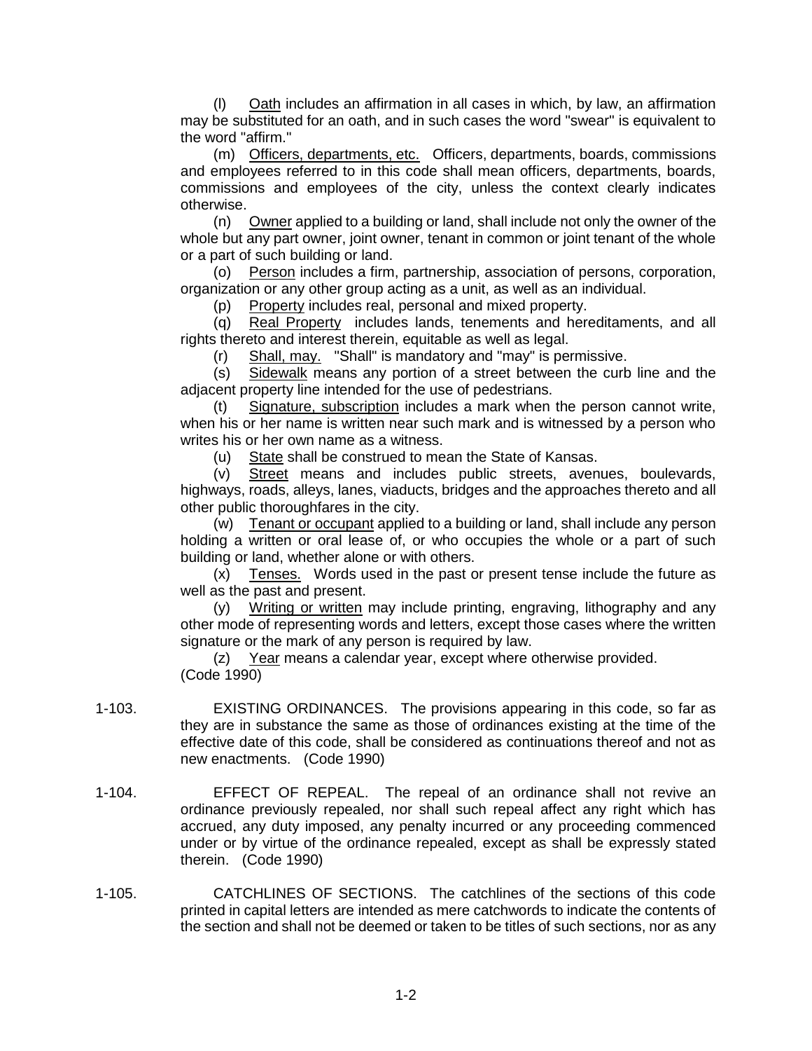(l) Oath includes an affirmation in all cases in which, by law, an affirmation may be substituted for an oath, and in such cases the word "swear" is equivalent to the word "affirm."

(m) Officers, departments, etc. Officers, departments, boards, commissions and employees referred to in this code shall mean officers, departments, boards, commissions and employees of the city, unless the context clearly indicates otherwise.

(n) Owner applied to a building or land, shall include not only the owner of the whole but any part owner, joint owner, tenant in common or joint tenant of the whole or a part of such building or land.

(o) Person includes a firm, partnership, association of persons, corporation, organization or any other group acting as a unit, as well as an individual.

(p) Property includes real, personal and mixed property.

(q) Real Property includes lands, tenements and hereditaments, and all rights thereto and interest therein, equitable as well as legal.

(r) Shall, may. "Shall" is mandatory and "may" is permissive.

(s) Sidewalk means any portion of a street between the curb line and the adjacent property line intended for the use of pedestrians.

(t) Signature, subscription includes a mark when the person cannot write, when his or her name is written near such mark and is witnessed by a person who writes his or her own name as a witness.

(u) State shall be construed to mean the State of Kansas.

(v) Street means and includes public streets, avenues, boulevards, highways, roads, alleys, lanes, viaducts, bridges and the approaches thereto and all other public thoroughfares in the city.

(w) Tenant or occupant applied to a building or land, shall include any person holding a written or oral lease of, or who occupies the whole or a part of such building or land, whether alone or with others.

(x) Tenses. Words used in the past or present tense include the future as well as the past and present.

(y) Writing or written may include printing, engraving, lithography and any other mode of representing words and letters, except those cases where the written signature or the mark of any person is required by law.

(z) Year means a calendar year, except where otherwise provided.
(Code 1990)

1-103. EXISTING ORDINANCES. The provisions appearing in this code, so far as they are in substance the same as those of ordinances existing at the time of the effective date of this code, shall be considered as continuations thereof and not as new enactments. (Code 1990)

1-104. EFFECT OF REPEAL. The repeal of an ordinance shall not revive an ordinance previously repealed, nor shall such repeal affect any right which has accrued, any duty imposed, any penalty incurred or any proceeding commenced under or by virtue of the ordinance repealed, except as shall be expressly stated therein. (Code 1990)

1-105. CATCHLINES OF SECTIONS. The catchlines of the sections of this code printed in capital letters are intended as mere catchwords to indicate the contents of the section and shall not be deemed or taken to be titles of such sections, nor as any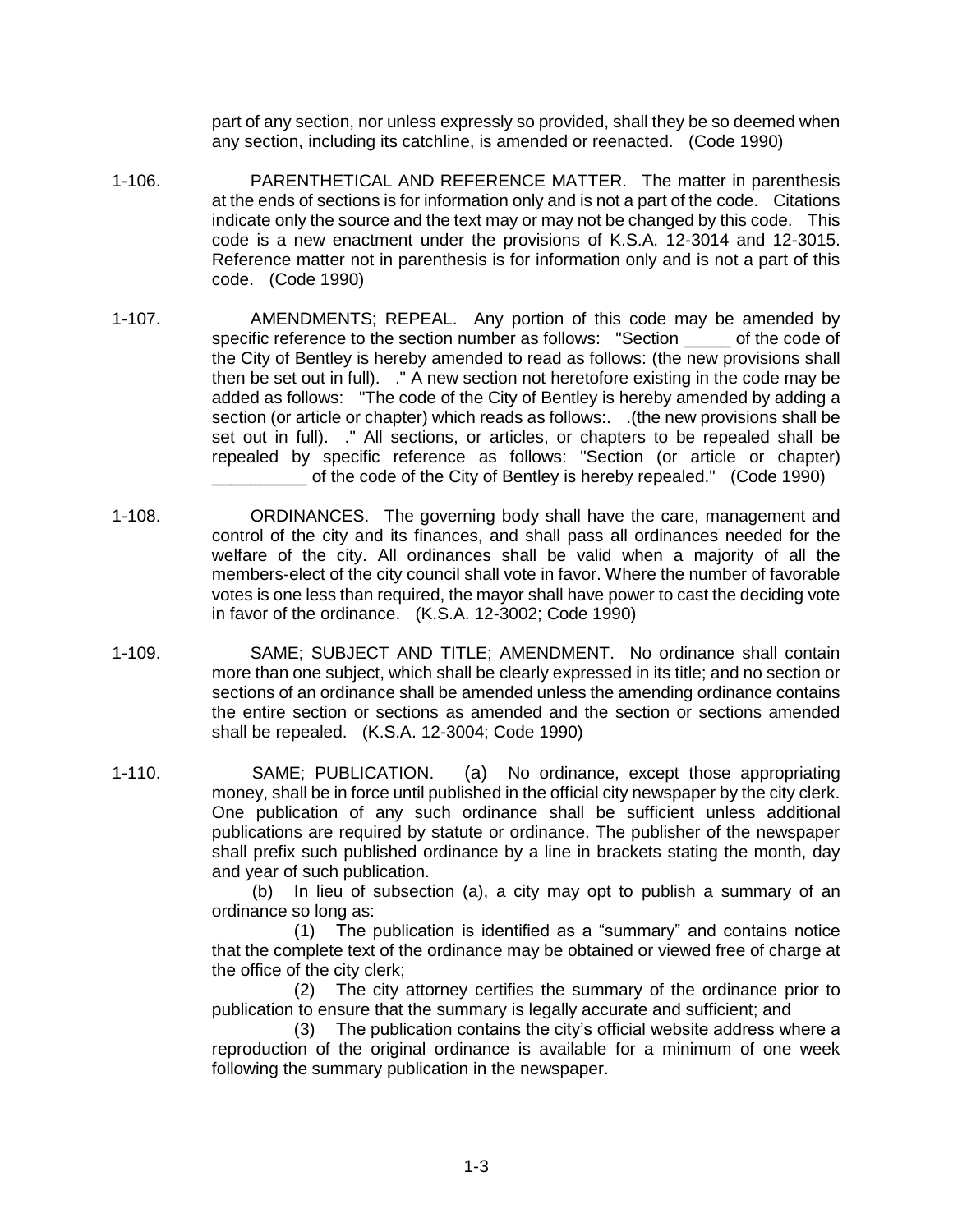part of any section, nor unless expressly so provided, shall they be so deemed when any section, including its catchline, is amended or reenacted. (Code 1990)

1-106. PARENTHETICAL AND REFERENCE MATTER. The matter in parenthesis at the ends of sections is for information only and is not a part of the code. Citations indicate only the source and the text may or may not be changed by this code. This code is a new enactment under the provisions of K.S.A. 12-3014 and 12-3015. Reference matter not in parenthesis is for information only and is not a part of this code. (Code 1990)

1-107. AMENDMENTS; REPEAL. Any portion of this code may be amended by specific reference to the section number as follows: "Section _____ of the code of the City of Bentley is hereby amended to read as follows: (the new provisions shall then be set out in full). ." A new section not heretofore existing in the code may be added as follows: "The code of the City of Bentley is hereby amended by adding a section (or article or chapter) which reads as follows:. .(the new provisions shall be set out in full). ." All sections, or articles, or chapters to be repealed shall be repealed by specific reference as follows: "Section (or article or chapter) __________ of the code of the City of Bentley is hereby repealed." (Code 1990)

1-108. ORDINANCES. The governing body shall have the care, management and control of the city and its finances, and shall pass all ordinances needed for the welfare of the city. All ordinances shall be valid when a majority of all the members-elect of the city council shall vote in favor. Where the number of favorable votes is one less than required, the mayor shall have power to cast the deciding vote in favor of the ordinance. (K.S.A. 12-3002; Code 1990)

1-109. SAME; SUBJECT AND TITLE; AMENDMENT. No ordinance shall contain more than one subject, which shall be clearly expressed in its title; and no section or sections of an ordinance shall be amended unless the amending ordinance contains the entire section or sections as amended and the section or sections amended shall be repealed. (K.S.A. 12-3004; Code 1990)

1-110. SAME; PUBLICATION. (a) No ordinance, except those appropriating money, shall be in force until published in the official city newspaper by the city clerk. One publication of any such ordinance shall be sufficient unless additional publications are required by statute or ordinance. The publisher of the newspaper shall prefix such published ordinance by a line in brackets stating the month, day and year of such publication.

(b) In lieu of subsection (a), a city may opt to publish a summary of an ordinance so long as:

(1) The publication is identified as a "summary" and contains notice that the complete text of the ordinance may be obtained or viewed free of charge at the office of the city clerk;

(2) The city attorney certifies the summary of the ordinance prior to publication to ensure that the summary is legally accurate and sufficient; and

(3) The publication contains the city's official website address where a reproduction of the original ordinance is available for a minimum of one week following the summary publication in the newspaper.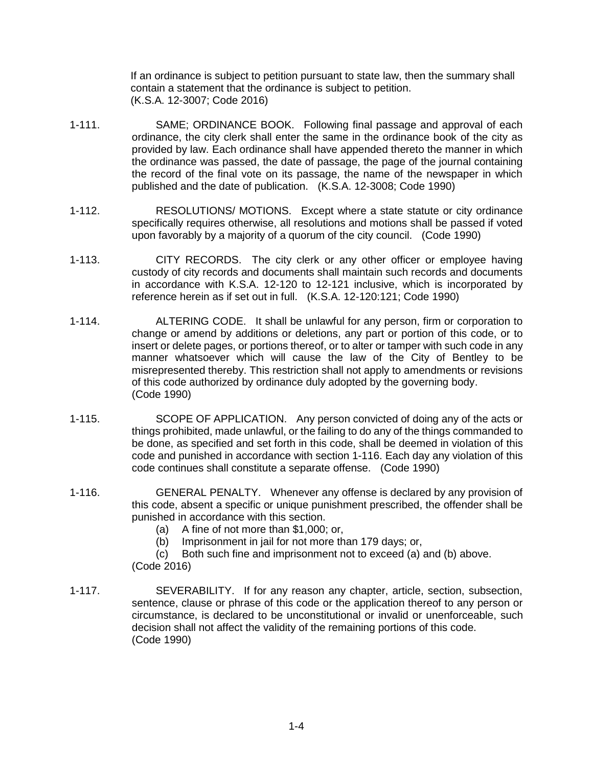If an ordinance is subject to petition pursuant to state law, then the summary shall contain a statement that the ordinance is subject to petition.
(K.S.A. 12-3007; Code 2016)

1-111. SAME; ORDINANCE BOOK. Following final passage and approval of each ordinance, the city clerk shall enter the same in the ordinance book of the city as provided by law. Each ordinance shall have appended thereto the manner in which the ordinance was passed, the date of passage, the page of the journal containing the record of the final vote on its passage, the name of the newspaper in which published and the date of publication. (K.S.A. 12-3008; Code 1990)

1-112. RESOLUTIONS/ MOTIONS. Except where a state statute or city ordinance specifically requires otherwise, all resolutions and motions shall be passed if voted upon favorably by a majority of a quorum of the city council. (Code 1990)

1-113. CITY RECORDS. The city clerk or any other officer or employee having custody of city records and documents shall maintain such records and documents in accordance with K.S.A. 12-120 to 12-121 inclusive, which is incorporated by reference herein as if set out in full. (K.S.A. 12-120:121; Code 1990)

1-114. ALTERING CODE. It shall be unlawful for any person, firm or corporation to change or amend by additions or deletions, any part or portion of this code, or to insert or delete pages, or portions thereof, or to alter or tamper with such code in any manner whatsoever which will cause the law of the City of Bentley to be misrepresented thereby. This restriction shall not apply to amendments or revisions of this code authorized by ordinance duly adopted by the governing body.
(Code 1990)

1-115. SCOPE OF APPLICATION. Any person convicted of doing any of the acts or things prohibited, made unlawful, or the failing to do any of the things commanded to be done, as specified and set forth in this code, shall be deemed in violation of this code and punished in accordance with section 1-116. Each day any violation of this code continues shall constitute a separate offense. (Code 1990)

1-116. GENERAL PENALTY. Whenever any offense is declared by any provision of this code, absent a specific or unique punishment prescribed, the offender shall be punished in accordance with this section.

(a) A fine of not more than $1,000; or,

(b) Imprisonment in jail for not more than 179 days; or,

(c) Both such fine and imprisonment not to exceed (a) and (b) above.

(Code 2016)

1-117. SEVERABILITY. If for any reason any chapter, article, section, subsection, sentence, clause or phrase of this code or the application thereof to any person or circumstance, is declared to be unconstitutional or invalid or unenforceable, such decision shall not affect the validity of the remaining portions of this code.
(Code 1990)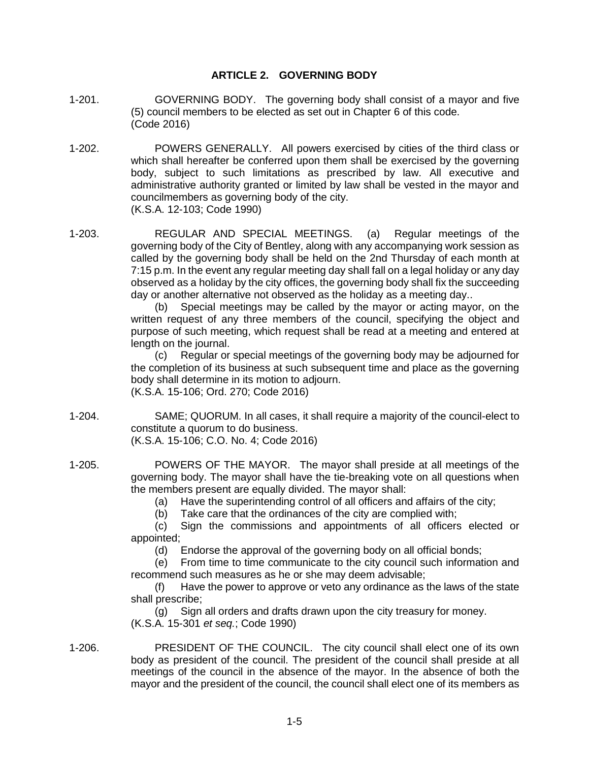## ARTICLE 2. GOVERNING BODY

1-201. GOVERNING BODY. The governing body shall consist of a mayor and five (5) council members to be elected as set out in Chapter 6 of this code.
(Code 2016)

1-202. POWERS GENERALLY. All powers exercised by cities of the third class or which shall hereafter be conferred upon them shall be exercised by the governing body, subject to such limitations as prescribed by law. All executive and administrative authority granted or limited by law shall be vested in the mayor and councilmembers as governing body of the city.
(K.S.A. 12-103; Code 1990)

1-203. REGULAR AND SPECIAL MEETINGS. (a) Regular meetings of the governing body of the City of Bentley, along with any accompanying work session as called by the governing body shall be held on the 2nd Thursday of each month at 7:15 p.m. In the event any regular meeting day shall fall on a legal holiday or any day observed as a holiday by the city offices, the governing body shall fix the succeeding day or another alternative not observed as the holiday as a meeting day..

(b) Special meetings may be called by the mayor or acting mayor, on the written request of any three members of the council, specifying the object and purpose of such meeting, which request shall be read at a meeting and entered at length on the journal.

(c) Regular or special meetings of the governing body may be adjourned for the completion of its business at such subsequent time and place as the governing body shall determine in its motion to adjourn.
(K.S.A. 15-106; Ord. 270; Code 2016)

1-204. SAME; QUORUM. In all cases, it shall require a majority of the council-elect to constitute a quorum to do business.
(K.S.A. 15-106; C.O. No. 4; Code 2016)

1-205. POWERS OF THE MAYOR. The mayor shall preside at all meetings of the governing body. The mayor shall have the tie-breaking vote on all questions when the members present are equally divided. The mayor shall:

(a) Have the superintending control of all officers and affairs of the city;

(b) Take care that the ordinances of the city are complied with;

(c) Sign the commissions and appointments of all officers elected or appointed;

(d) Endorse the approval of the governing body on all official bonds;

(e) From time to time communicate to the city council such information and recommend such measures as he or she may deem advisable;

(f) Have the power to approve or veto any ordinance as the laws of the state shall prescribe;

(g) Sign all orders and drafts drawn upon the city treasury for money.
(K.S.A. 15-301 *et seq.*; Code 1990)

1-206. PRESIDENT OF THE COUNCIL. The city council shall elect one of its own body as president of the council. The president of the council shall preside at all meetings of the council in the absence of the mayor. In the absence of both the mayor and the president of the council, the council shall elect one of its members as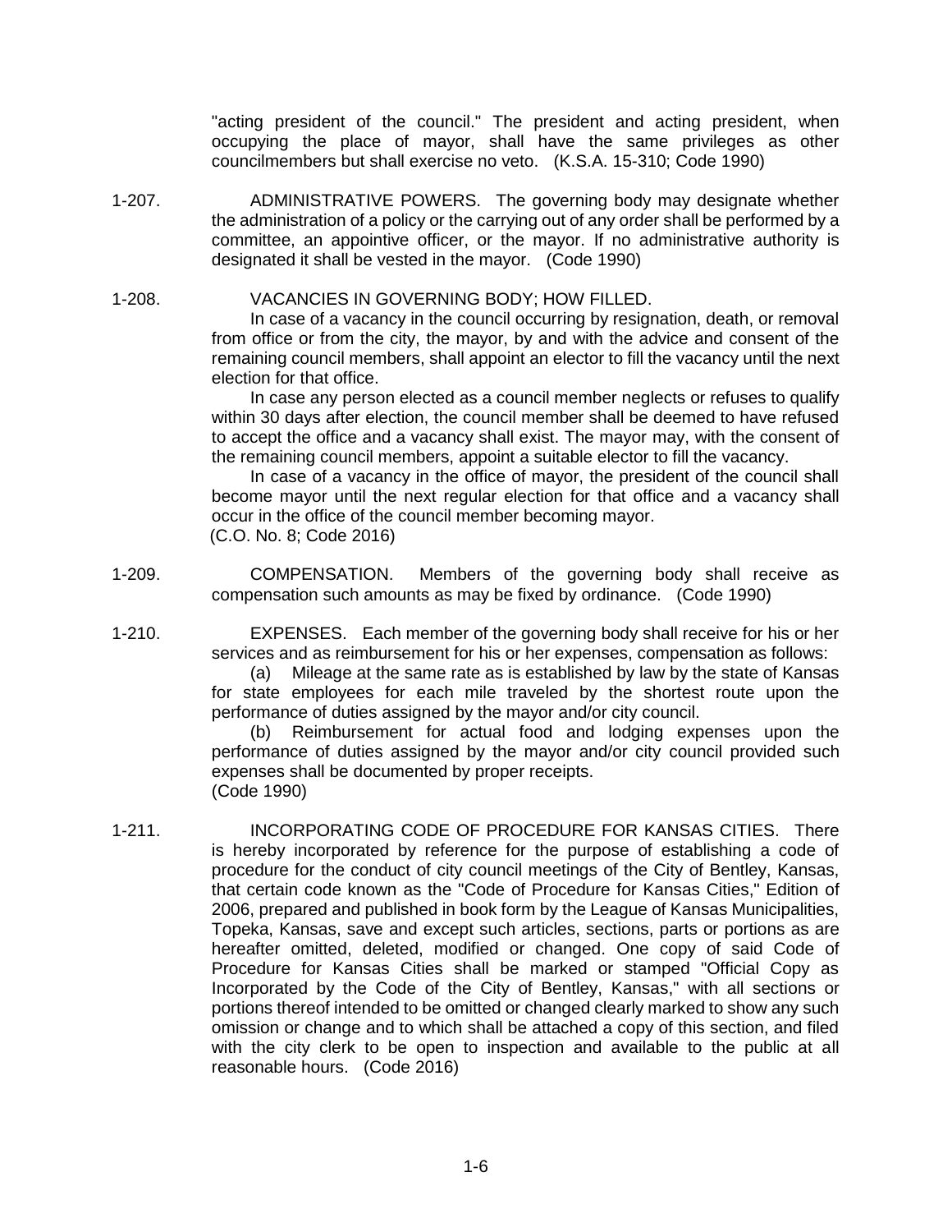"acting president of the council." The president and acting president, when occupying the place of mayor, shall have the same privileges as other councilmembers but shall exercise no veto. (K.S.A. 15-310; Code 1990)

1-207. ADMINISTRATIVE POWERS. The governing body may designate whether the administration of a policy or the carrying out of any order shall be performed by a committee, an appointive officer, or the mayor. If no administrative authority is designated it shall be vested in the mayor. (Code 1990)

1-208. VACANCIES IN GOVERNING BODY; HOW FILLED.

In case of a vacancy in the council occurring by resignation, death, or removal from office or from the city, the mayor, by and with the advice and consent of the remaining council members, shall appoint an elector to fill the vacancy until the next election for that office.

In case any person elected as a council member neglects or refuses to qualify within 30 days after election, the council member shall be deemed to have refused to accept the office and a vacancy shall exist. The mayor may, with the consent of the remaining council members, appoint a suitable elector to fill the vacancy.

In case of a vacancy in the office of mayor, the president of the council shall become mayor until the next regular election for that office and a vacancy shall occur in the office of the council member becoming mayor.
(C.O. No. 8; Code 2016)

1-209. COMPENSATION. Members of the governing body shall receive as compensation such amounts as may be fixed by ordinance. (Code 1990)

1-210. EXPENSES. Each member of the governing body shall receive for his or her services and as reimbursement for his or her expenses, compensation as follows:

(a) Mileage at the same rate as is established by law by the state of Kansas for state employees for each mile traveled by the shortest route upon the performance of duties assigned by the mayor and/or city council.

(b) Reimbursement for actual food and lodging expenses upon the performance of duties assigned by the mayor and/or city council provided such expenses shall be documented by proper receipts.
(Code 1990)

1-211. INCORPORATING CODE OF PROCEDURE FOR KANSAS CITIES. There is hereby incorporated by reference for the purpose of establishing a code of procedure for the conduct of city council meetings of the City of Bentley, Kansas, that certain code known as the "Code of Procedure for Kansas Cities," Edition of 2006, prepared and published in book form by the League of Kansas Municipalities, Topeka, Kansas, save and except such articles, sections, parts or portions as are hereafter omitted, deleted, modified or changed. One copy of said Code of Procedure for Kansas Cities shall be marked or stamped "Official Copy as Incorporated by the Code of the City of Bentley, Kansas," with all sections or portions thereof intended to be omitted or changed clearly marked to show any such omission or change and to which shall be attached a copy of this section, and filed with the city clerk to be open to inspection and available to the public at all reasonable hours. (Code 2016)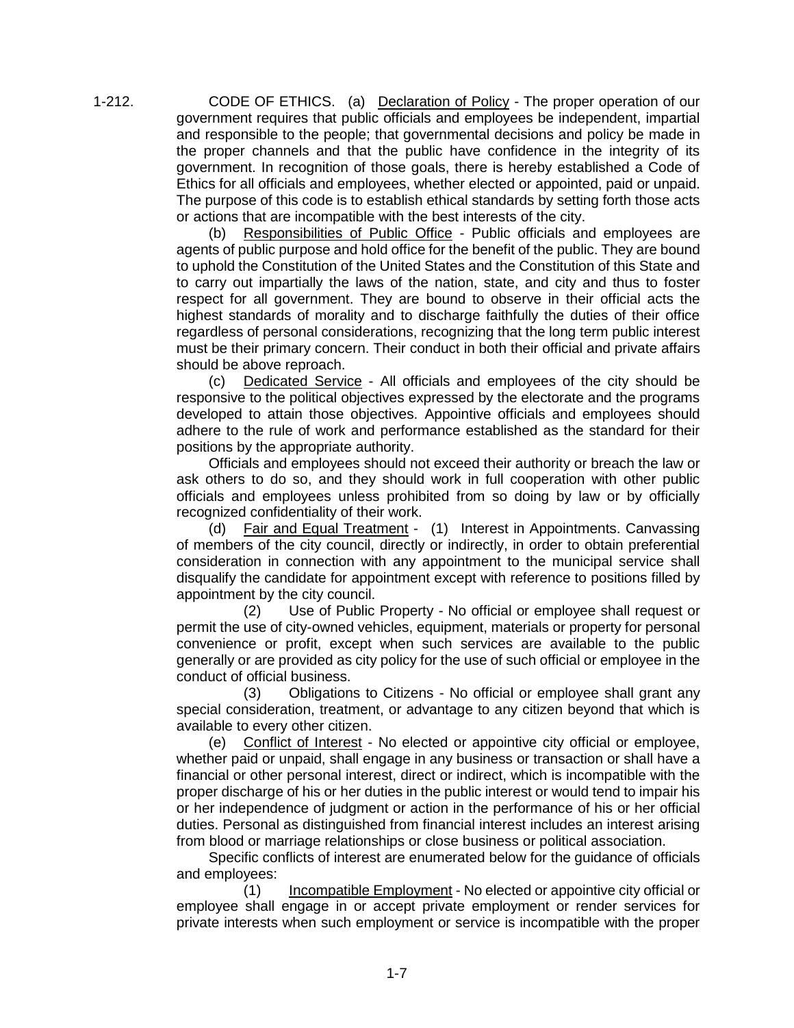1-212. CODE OF ETHICS. (a) Declaration of Policy - The proper operation of our government requires that public officials and employees be independent, impartial and responsible to the people; that governmental decisions and policy be made in the proper channels and that the public have confidence in the integrity of its government. In recognition of those goals, there is hereby established a Code of Ethics for all officials and employees, whether elected or appointed, paid or unpaid. The purpose of this code is to establish ethical standards by setting forth those acts or actions that are incompatible with the best interests of the city.

(b) Responsibilities of Public Office - Public officials and employees are agents of public purpose and hold office for the benefit of the public. They are bound to uphold the Constitution of the United States and the Constitution of this State and to carry out impartially the laws of the nation, state, and city and thus to foster respect for all government. They are bound to observe in their official acts the highest standards of morality and to discharge faithfully the duties of their office regardless of personal considerations, recognizing that the long term public interest must be their primary concern. Their conduct in both their official and private affairs should be above reproach.

(c) Dedicated Service - All officials and employees of the city should be responsive to the political objectives expressed by the electorate and the programs developed to attain those objectives. Appointive officials and employees should adhere to the rule of work and performance established as the standard for their positions by the appropriate authority.

Officials and employees should not exceed their authority or breach the law or ask others to do so, and they should work in full cooperation with other public officials and employees unless prohibited from so doing by law or by officially recognized confidentiality of their work.

(d) Fair and Equal Treatment - (1) Interest in Appointments. Canvassing of members of the city council, directly or indirectly, in order to obtain preferential consideration in connection with any appointment to the municipal service shall disqualify the candidate for appointment except with reference to positions filled by appointment by the city council.

(2) Use of Public Property - No official or employee shall request or permit the use of city-owned vehicles, equipment, materials or property for personal convenience or profit, except when such services are available to the public generally or are provided as city policy for the use of such official or employee in the conduct of official business.

(3) Obligations to Citizens - No official or employee shall grant any special consideration, treatment, or advantage to any citizen beyond that which is available to every other citizen.

(e) Conflict of Interest - No elected or appointive city official or employee, whether paid or unpaid, shall engage in any business or transaction or shall have a financial or other personal interest, direct or indirect, which is incompatible with the proper discharge of his or her duties in the public interest or would tend to impair his or her independence of judgment or action in the performance of his or her official duties. Personal as distinguished from financial interest includes an interest arising from blood or marriage relationships or close business or political association.

Specific conflicts of interest are enumerated below for the guidance of officials and employees:

(1) Incompatible Employment - No elected or appointive city official or employee shall engage in or accept private employment or render services for private interests when such employment or service is incompatible with the proper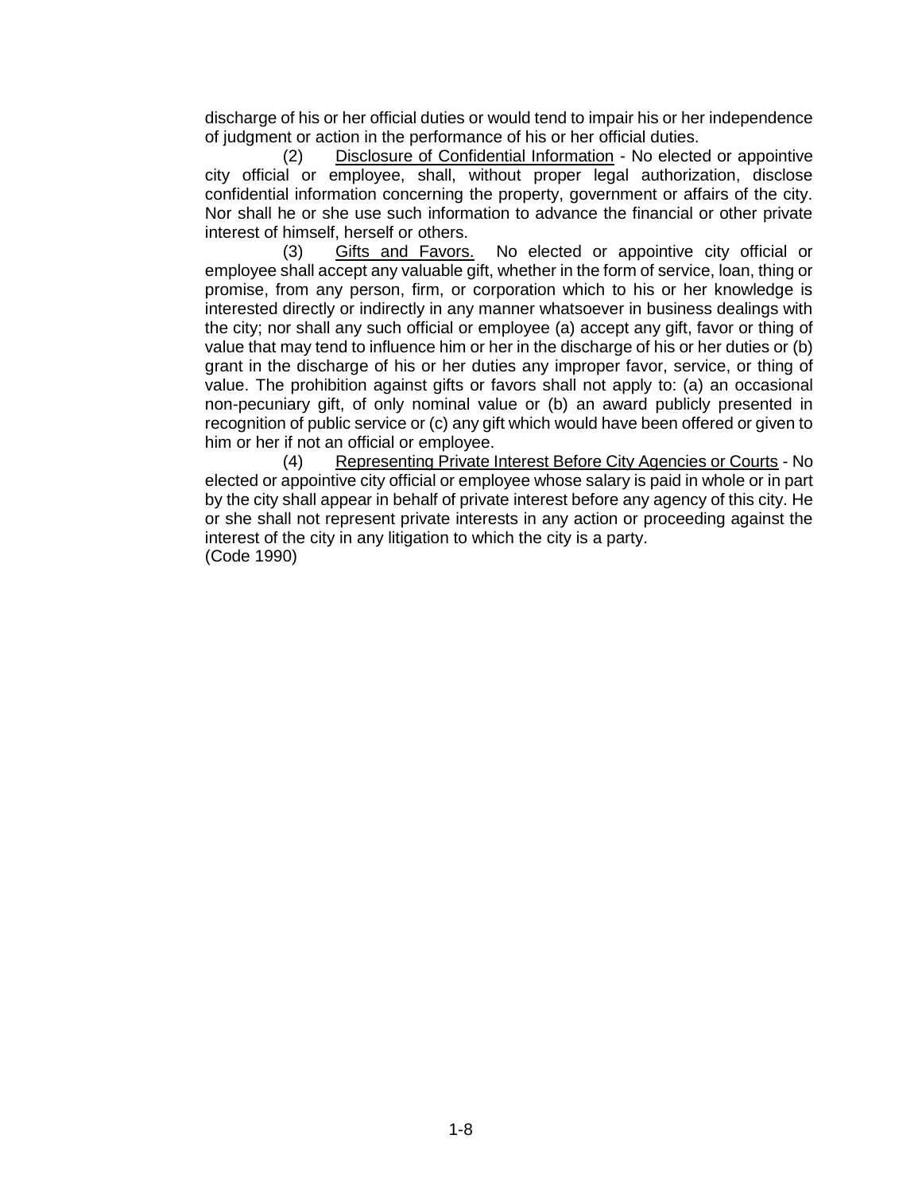discharge of his or her official duties or would tend to impair his or her independence of judgment or action in the performance of his or her official duties.

(2) <u>Disclosure of Confidential Information</u> - No elected or appointive city official or employee, shall, without proper legal authorization, disclose confidential information concerning the property, government or affairs of the city. Nor shall he or she use such information to advance the financial or other private interest of himself, herself or others.

(3) <u>Gifts and Favors.</u> No elected or appointive city official or employee shall accept any valuable gift, whether in the form of service, loan, thing or promise, from any person, firm, or corporation which to his or her knowledge is interested directly or indirectly in any manner whatsoever in business dealings with the city; nor shall any such official or employee (a) accept any gift, favor or thing of value that may tend to influence him or her in the discharge of his or her duties or (b) grant in the discharge of his or her duties any improper favor, service, or thing of value. The prohibition against gifts or favors shall not apply to: (a) an occasional non-pecuniary gift, of only nominal value or (b) an award publicly presented in recognition of public service or (c) any gift which would have been offered or given to him or her if not an official or employee.

(4) <u>Representing Private Interest Before City Agencies or Courts</u> - No elected or appointive city official or employee whose salary is paid in whole or in part by the city shall appear in behalf of private interest before any agency of this city. He or she shall not represent private interests in any action or proceeding against the interest of the city in any litigation to which the city is a party.

(Code 1990)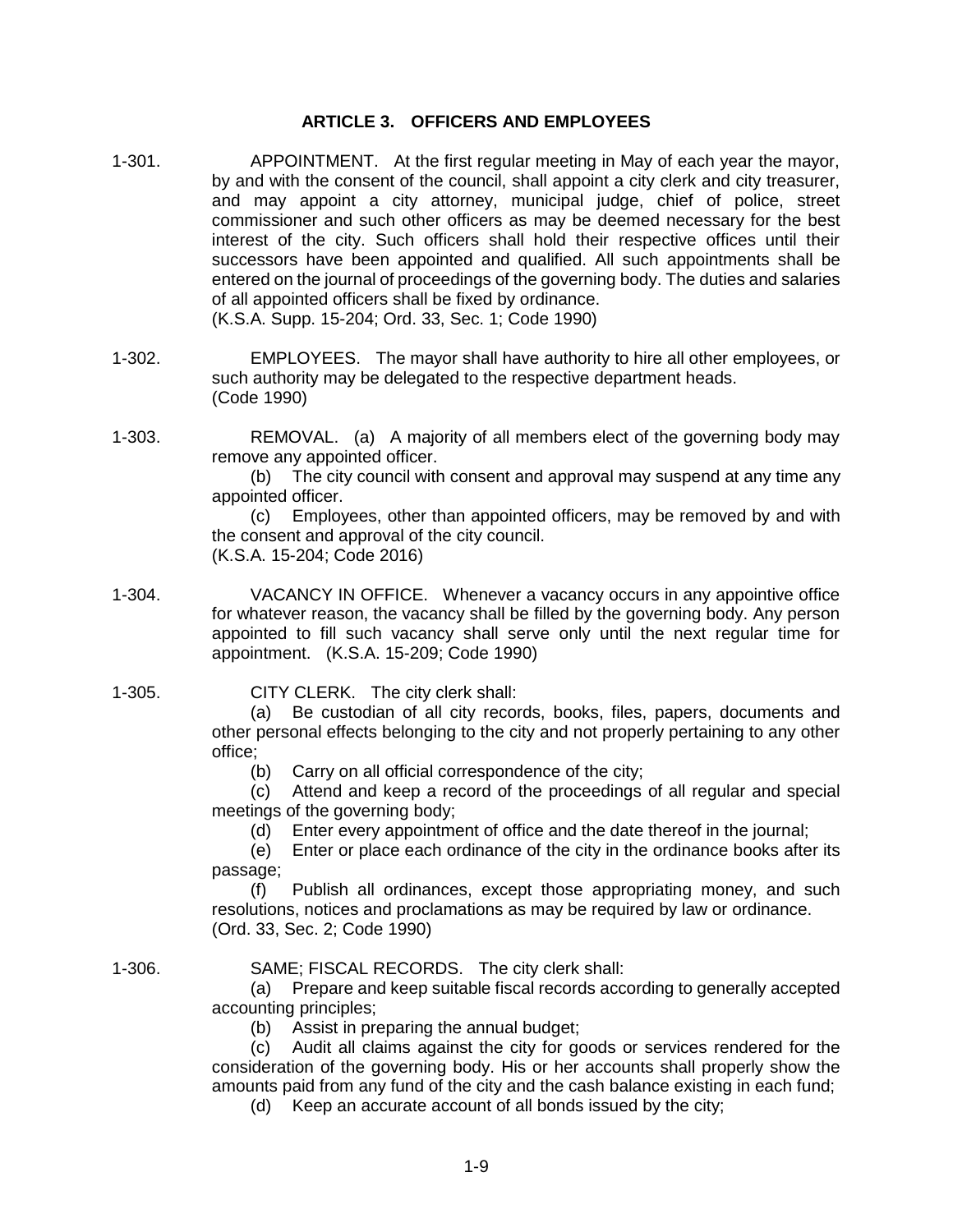## ARTICLE 3. OFFICERS AND EMPLOYEES

1-301. APPOINTMENT. At the first regular meeting in May of each year the mayor, by and with the consent of the council, shall appoint a city clerk and city treasurer, and may appoint a city attorney, municipal judge, chief of police, street commissioner and such other officers as may be deemed necessary for the best interest of the city. Such officers shall hold their respective offices until their successors have been appointed and qualified. All such appointments shall be entered on the journal of proceedings of the governing body. The duties and salaries of all appointed officers shall be fixed by ordinance.
(K.S.A. Supp. 15-204; Ord. 33, Sec. 1; Code 1990)

1-302. EMPLOYEES. The mayor shall have authority to hire all other employees, or such authority may be delegated to the respective department heads.
(Code 1990)

1-303. REMOVAL. (a) A majority of all members elect of the governing body may remove any appointed officer.

(b) The city council with consent and approval may suspend at any time any appointed officer.

(c) Employees, other than appointed officers, may be removed by and with the consent and approval of the city council.
(K.S.A. 15-204; Code 2016)

1-304. VACANCY IN OFFICE. Whenever a vacancy occurs in any appointive office for whatever reason, the vacancy shall be filled by the governing body. Any person appointed to fill such vacancy shall serve only until the next regular time for appointment. (K.S.A. 15-209; Code 1990)

1-305. CITY CLERK. The city clerk shall:

(a) Be custodian of all city records, books, files, papers, documents and other personal effects belonging to the city and not properly pertaining to any other office;

(b) Carry on all official correspondence of the city;

(c) Attend and keep a record of the proceedings of all regular and special meetings of the governing body;

(d) Enter every appointment of office and the date thereof in the journal;

(e) Enter or place each ordinance of the city in the ordinance books after its passage;

(f) Publish all ordinances, except those appropriating money, and such resolutions, notices and proclamations as may be required by law or ordinance.
(Ord. 33, Sec. 2; Code 1990)

1-306. SAME; FISCAL RECORDS. The city clerk shall:

(a) Prepare and keep suitable fiscal records according to generally accepted accounting principles;

(b) Assist in preparing the annual budget;

(c) Audit all claims against the city for goods or services rendered for the consideration of the governing body. His or her accounts shall properly show the amounts paid from any fund of the city and the cash balance existing in each fund;

(d) Keep an accurate account of all bonds issued by the city;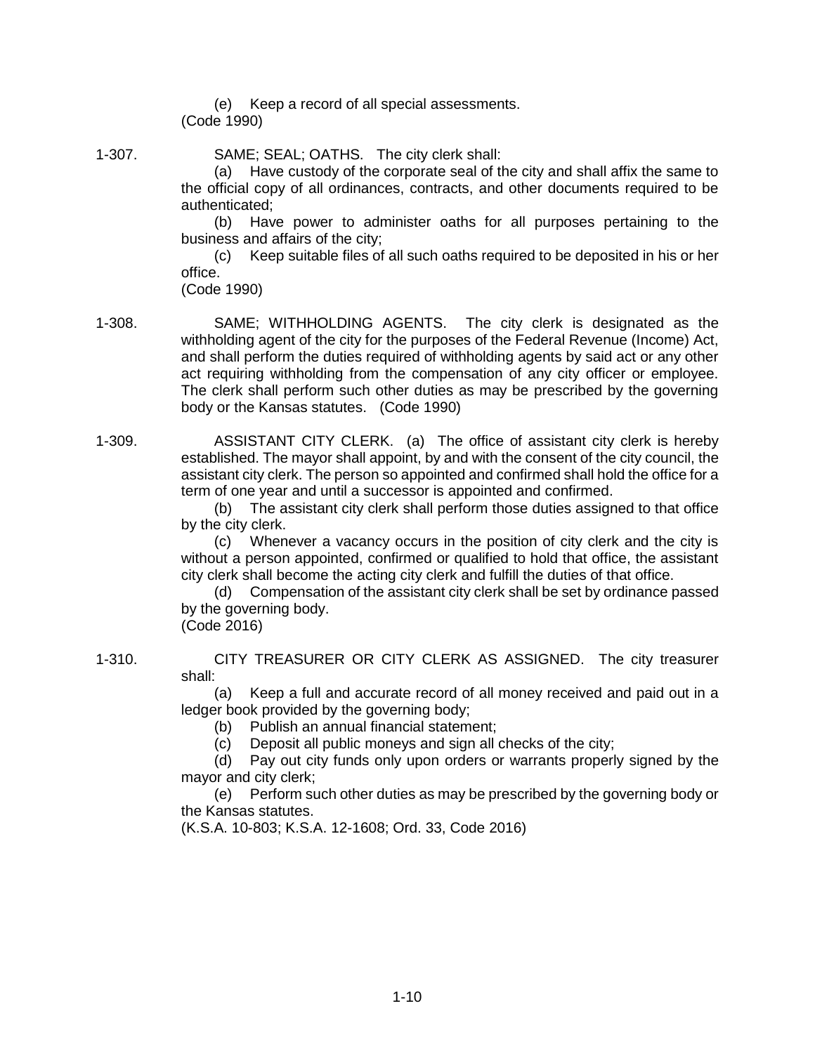(e) Keep a record of all special assessments.
(Code 1990)

1-307. SAME; SEAL; OATHS. The city clerk shall:

(a) Have custody of the corporate seal of the city and shall affix the same to the official copy of all ordinances, contracts, and other documents required to be authenticated;

(b) Have power to administer oaths for all purposes pertaining to the business and affairs of the city;

(c) Keep suitable files of all such oaths required to be deposited in his or her office.
(Code 1990)

1-308. SAME; WITHHOLDING AGENTS. The city clerk is designated as the withholding agent of the city for the purposes of the Federal Revenue (Income) Act, and shall perform the duties required of withholding agents by said act or any other act requiring withholding from the compensation of any city officer or employee. The clerk shall perform such other duties as may be prescribed by the governing body or the Kansas statutes. (Code 1990)

1-309. ASSISTANT CITY CLERK. (a) The office of assistant city clerk is hereby established. The mayor shall appoint, by and with the consent of the city council, the assistant city clerk. The person so appointed and confirmed shall hold the office for a term of one year and until a successor is appointed and confirmed.

(b) The assistant city clerk shall perform those duties assigned to that office by the city clerk.

(c) Whenever a vacancy occurs in the position of city clerk and the city is without a person appointed, confirmed or qualified to hold that office, the assistant city clerk shall become the acting city clerk and fulfill the duties of that office.

(d) Compensation of the assistant city clerk shall be set by ordinance passed by the governing body.
(Code 2016)

1-310. CITY TREASURER OR CITY CLERK AS ASSIGNED. The city treasurer shall:

(a) Keep a full and accurate record of all money received and paid out in a ledger book provided by the governing body;

(b) Publish an annual financial statement;

(c) Deposit all public moneys and sign all checks of the city;

(d) Pay out city funds only upon orders or warrants properly signed by the mayor and city clerk;

(e) Perform such other duties as may be prescribed by the governing body or the Kansas statutes.
(K.S.A. 10-803; K.S.A. 12-1608; Ord. 33, Code 2016)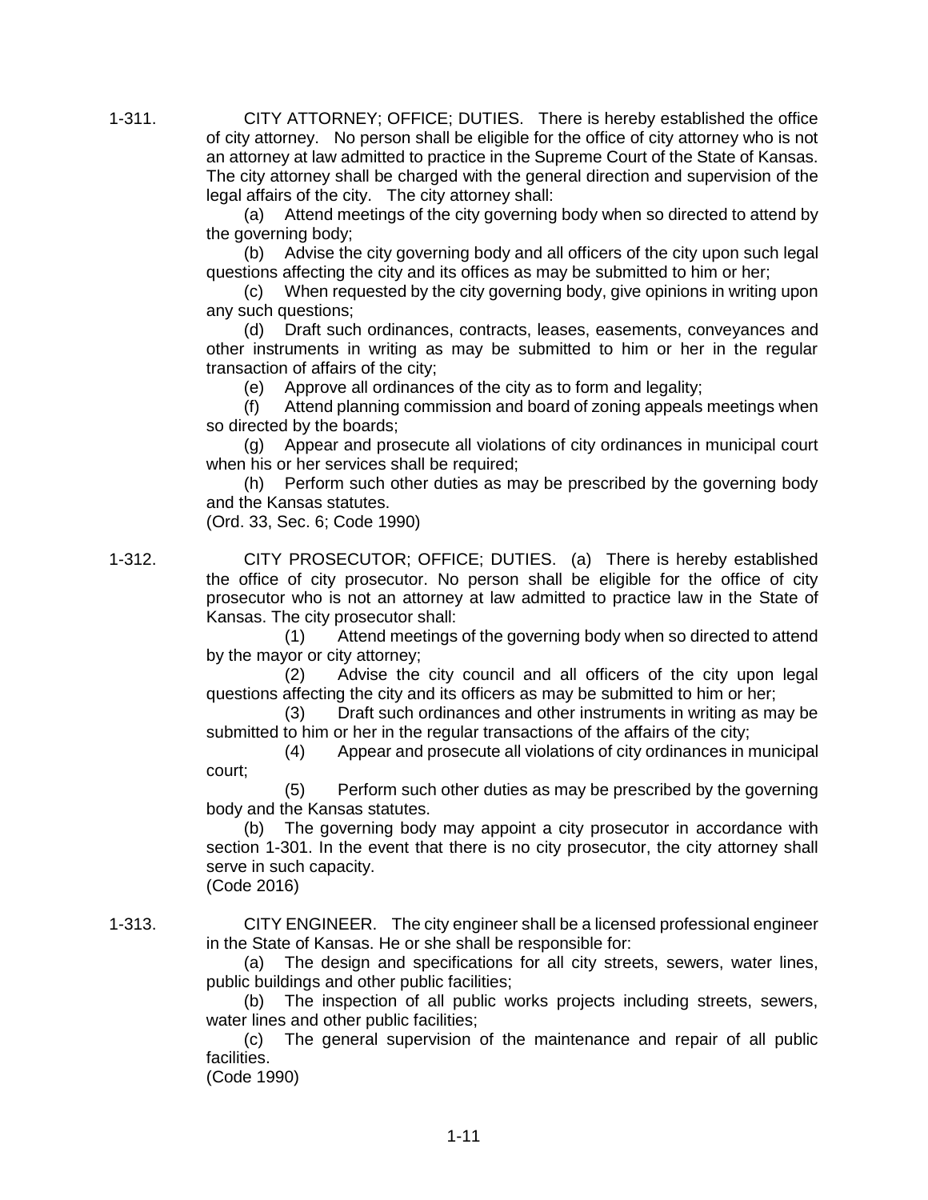1-311. CITY ATTORNEY; OFFICE; DUTIES. There is hereby established the office of city attorney. No person shall be eligible for the office of city attorney who is not an attorney at law admitted to practice in the Supreme Court of the State of Kansas. The city attorney shall be charged with the general direction and supervision of the legal affairs of the city. The city attorney shall:

(a) Attend meetings of the city governing body when so directed to attend by the governing body;

(b) Advise the city governing body and all officers of the city upon such legal questions affecting the city and its offices as may be submitted to him or her;

(c) When requested by the city governing body, give opinions in writing upon any such questions;

(d) Draft such ordinances, contracts, leases, easements, conveyances and other instruments in writing as may be submitted to him or her in the regular transaction of affairs of the city;

(e) Approve all ordinances of the city as to form and legality;

(f) Attend planning commission and board of zoning appeals meetings when so directed by the boards;

(g) Appear and prosecute all violations of city ordinances in municipal court when his or her services shall be required;

(h) Perform such other duties as may be prescribed by the governing body and the Kansas statutes.

(Ord. 33, Sec. 6; Code 1990)

1-312. CITY PROSECUTOR; OFFICE; DUTIES. (a) There is hereby established the office of city prosecutor. No person shall be eligible for the office of city prosecutor who is not an attorney at law admitted to practice law in the State of Kansas. The city prosecutor shall:

(1) Attend meetings of the governing body when so directed to attend by the mayor or city attorney;

(2) Advise the city council and all officers of the city upon legal questions affecting the city and its officers as may be submitted to him or her;

(3) Draft such ordinances and other instruments in writing as may be submitted to him or her in the regular transactions of the affairs of the city;

(4) Appear and prosecute all violations of city ordinances in municipal court;

(5) Perform such other duties as may be prescribed by the governing body and the Kansas statutes.

(b) The governing body may appoint a city prosecutor in accordance with section 1-301. In the event that there is no city prosecutor, the city attorney shall serve in such capacity.

(Code 2016)

1-313. CITY ENGINEER. The city engineer shall be a licensed professional engineer in the State of Kansas. He or she shall be responsible for:

(a) The design and specifications for all city streets, sewers, water lines, public buildings and other public facilities;

(b) The inspection of all public works projects including streets, sewers, water lines and other public facilities;

(c) The general supervision of the maintenance and repair of all public facilities.

(Code 1990)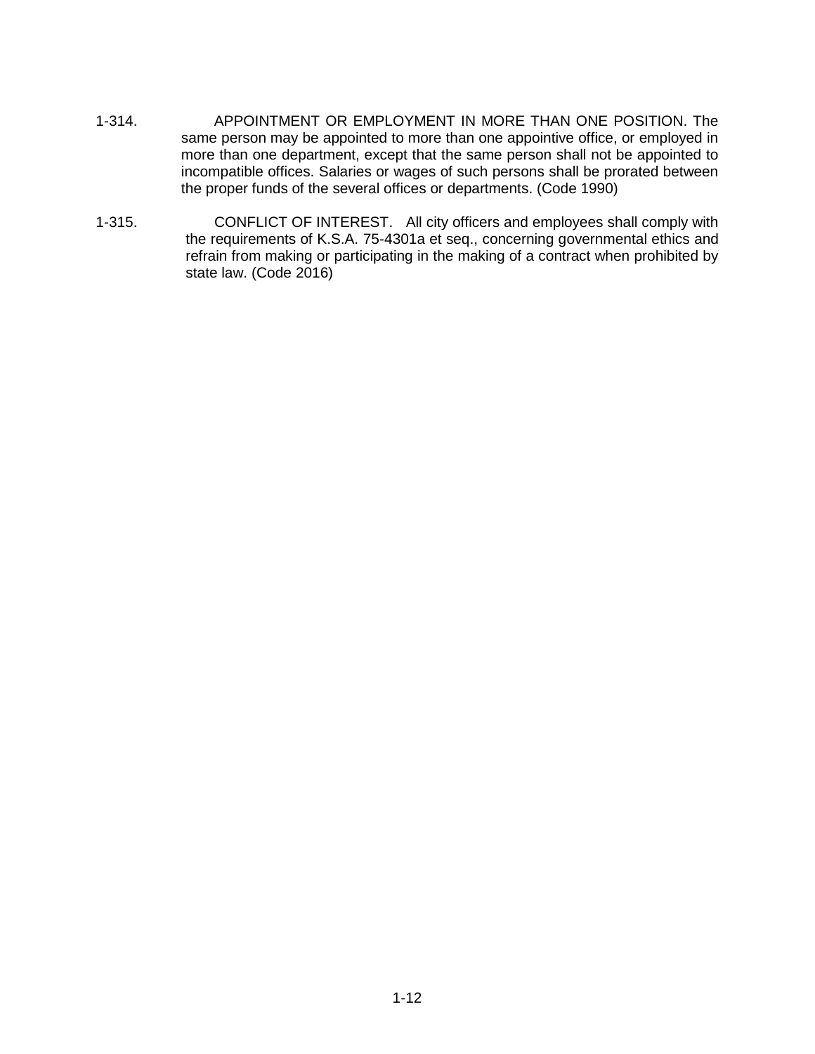1-314. APPOINTMENT OR EMPLOYMENT IN MORE THAN ONE POSITION. The same person may be appointed to more than one appointive office, or employed in more than one department, except that the same person shall not be appointed to incompatible offices. Salaries or wages of such persons shall be prorated between the proper funds of the several offices or departments. (Code 1990)

1-315. CONFLICT OF INTEREST. All city officers and employees shall comply with the requirements of K.S.A. 75-4301a et seq., concerning governmental ethics and refrain from making or participating in the making of a contract when prohibited by state law. (Code 2016)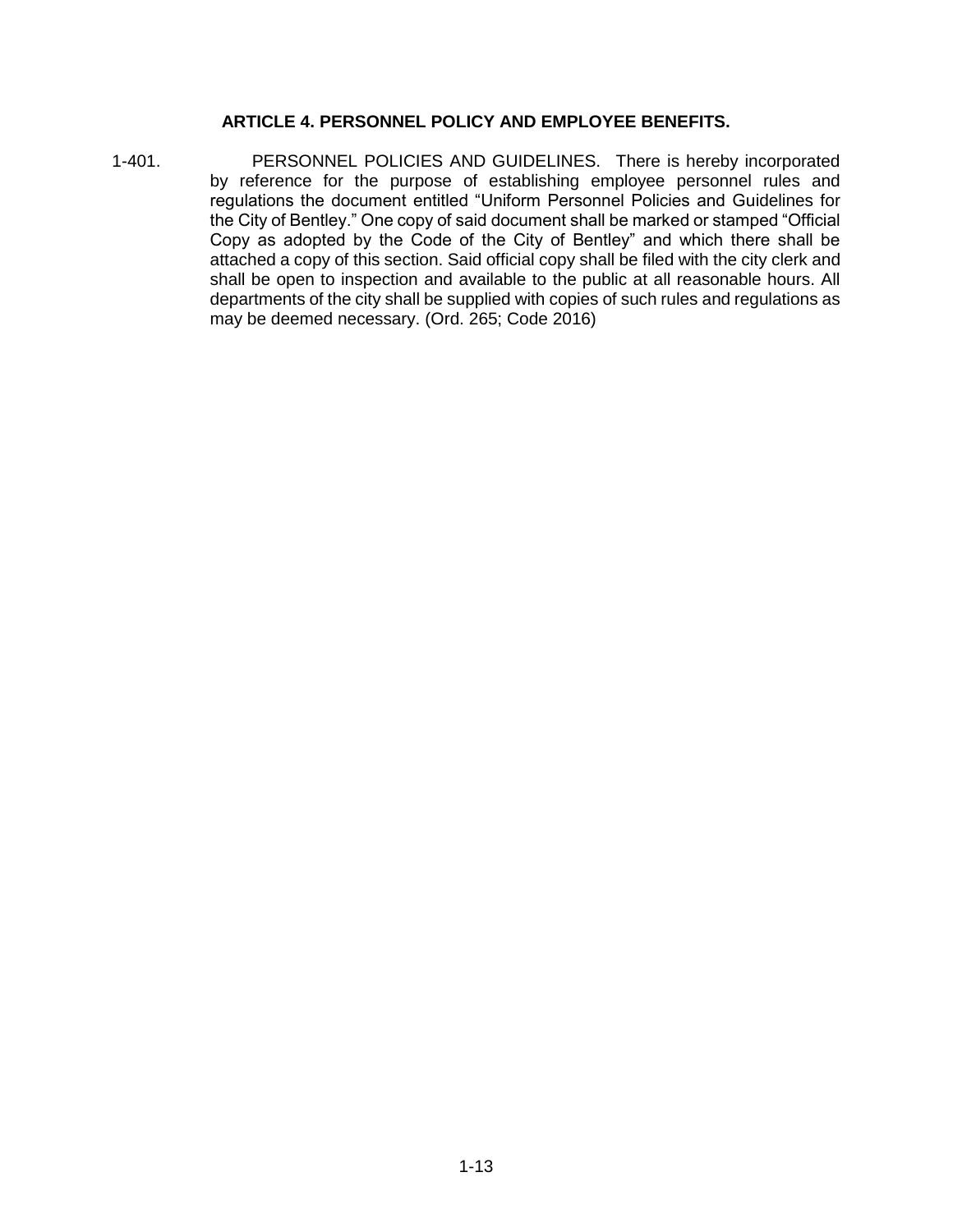## ARTICLE 4. PERSONNEL POLICY AND EMPLOYEE BENEFITS.

1-401. PERSONNEL POLICIES AND GUIDELINES. There is hereby incorporated by reference for the purpose of establishing employee personnel rules and regulations the document entitled "Uniform Personnel Policies and Guidelines for the City of Bentley." One copy of said document shall be marked or stamped "Official Copy as adopted by the Code of the City of Bentley" and which there shall be attached a copy of this section. Said official copy shall be filed with the city clerk and shall be open to inspection and available to the public at all reasonable hours. All departments of the city shall be supplied with copies of such rules and regulations as may be deemed necessary. (Ord. 265; Code 2016)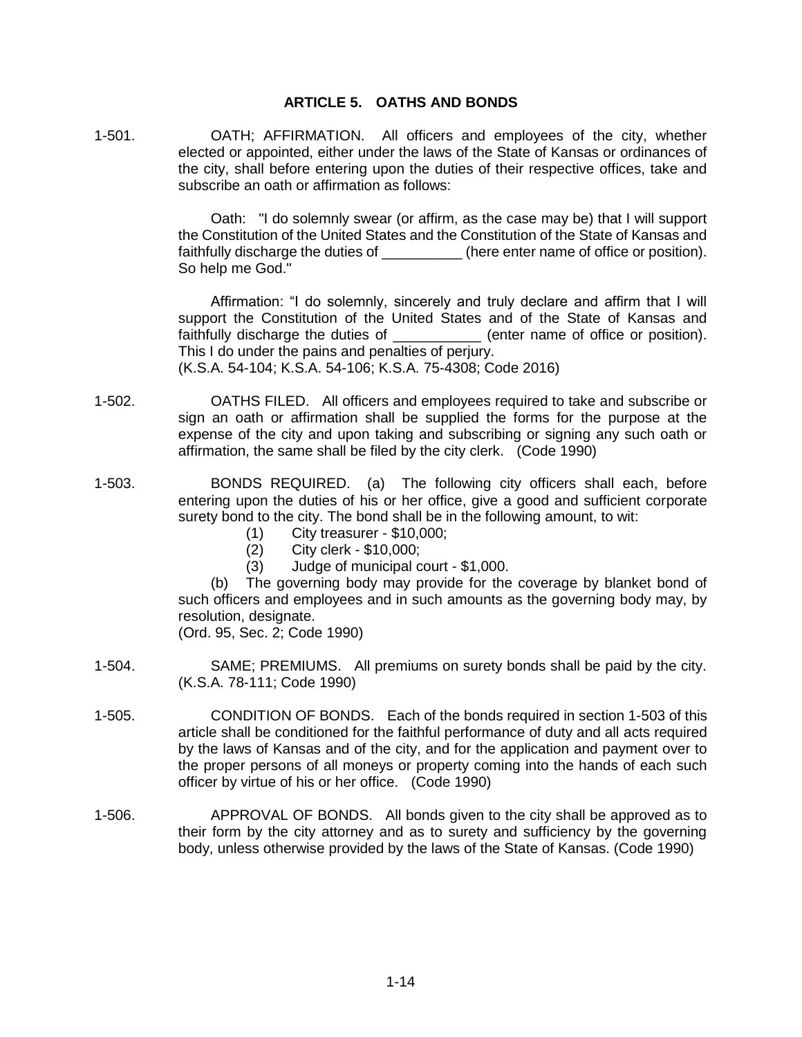## ARTICLE 5. OATHS AND BONDS

1-501. OATH; AFFIRMATION. All officers and employees of the city, whether elected or appointed, either under the laws of the State of Kansas or ordinances of the city, shall before entering upon the duties of their respective offices, take and subscribe an oath or affirmation as follows:

Oath: "I do solemnly swear (or affirm, as the case may be) that I will support the Constitution of the United States and the Constitution of the State of Kansas and faithfully discharge the duties of __________ (here enter name of office or position). So help me God."

Affirmation: "I do solemnly, sincerely and truly declare and affirm that I will support the Constitution of the United States and of the State of Kansas and faithfully discharge the duties of ___________ (enter name of office or position). This I do under the pains and penalties of perjury.
(K.S.A. 54-104; K.S.A. 54-106; K.S.A. 75-4308; Code 2016)

1-502. OATHS FILED. All officers and employees required to take and subscribe or sign an oath or affirmation shall be supplied the forms for the purpose at the expense of the city and upon taking and subscribing or signing any such oath or affirmation, the same shall be filed by the city clerk. (Code 1990)

1-503. BONDS REQUIRED. (a) The following city officers shall each, before entering upon the duties of his or her office, give a good and sufficient corporate surety bond to the city. The bond shall be in the following amount, to wit:

(1) City treasurer - $10,000;
(2) City clerk - $10,000;
(3) Judge of municipal court - $1,000.

(b) The governing body may provide for the coverage by blanket bond of such officers and employees and in such amounts as the governing body may, by resolution, designate.
(Ord. 95, Sec. 2; Code 1990)

1-504. SAME; PREMIUMS. All premiums on surety bonds shall be paid by the city. (K.S.A. 78-111; Code 1990)

1-505. CONDITION OF BONDS. Each of the bonds required in section 1-503 of this article shall be conditioned for the faithful performance of duty and all acts required by the laws of Kansas and of the city, and for the application and payment over to the proper persons of all moneys or property coming into the hands of each such officer by virtue of his or her office. (Code 1990)

1-506. APPROVAL OF BONDS. All bonds given to the city shall be approved as to their form by the city attorney and as to surety and sufficiency by the governing body, unless otherwise provided by the laws of the State of Kansas. (Code 1990)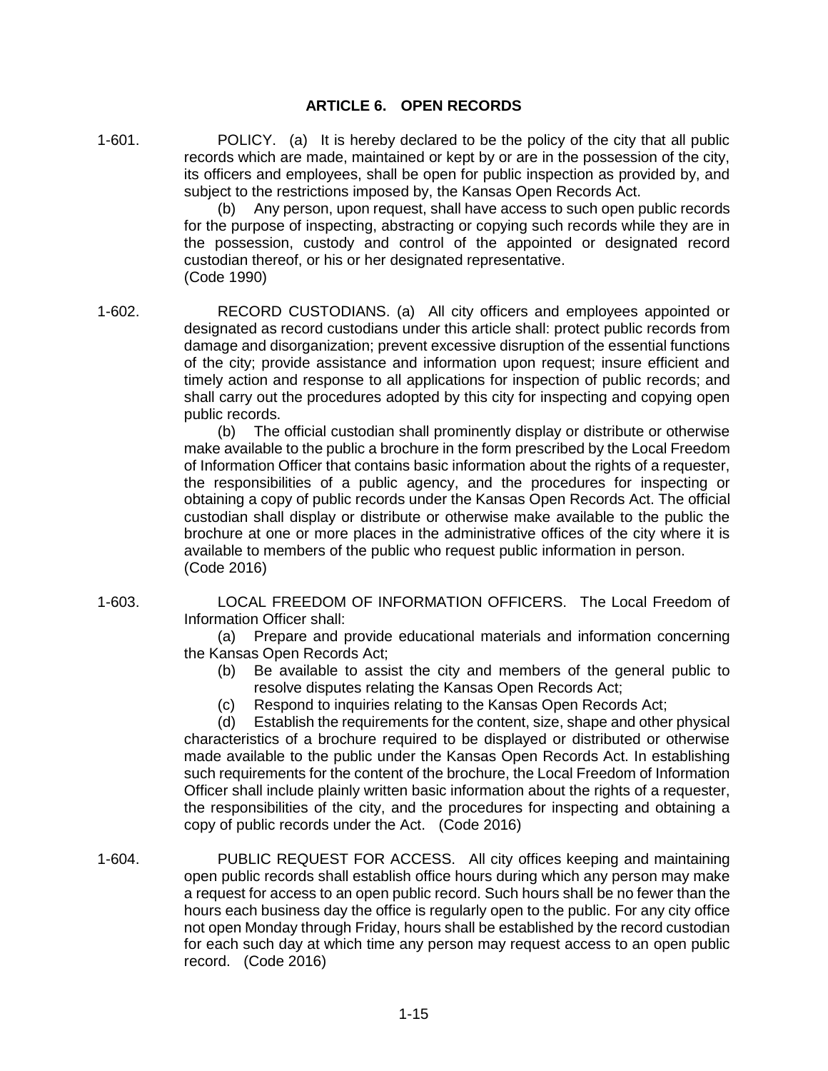## ARTICLE 6. OPEN RECORDS

1-601. POLICY. (a) It is hereby declared to be the policy of the city that all public records which are made, maintained or kept by or are in the possession of the city, its officers and employees, shall be open for public inspection as provided by, and subject to the restrictions imposed by, the Kansas Open Records Act.

(b) Any person, upon request, shall have access to such open public records for the purpose of inspecting, abstracting or copying such records while they are in the possession, custody and control of the appointed or designated record custodian thereof, or his or her designated representative.
(Code 1990)

1-602. RECORD CUSTODIANS. (a) All city officers and employees appointed or designated as record custodians under this article shall: protect public records from damage and disorganization; prevent excessive disruption of the essential functions of the city; provide assistance and information upon request; insure efficient and timely action and response to all applications for inspection of public records; and shall carry out the procedures adopted by this city for inspecting and copying open public records.

(b) The official custodian shall prominently display or distribute or otherwise make available to the public a brochure in the form prescribed by the Local Freedom of Information Officer that contains basic information about the rights of a requester, the responsibilities of a public agency, and the procedures for inspecting or obtaining a copy of public records under the Kansas Open Records Act. The official custodian shall display or distribute or otherwise make available to the public the brochure at one or more places in the administrative offices of the city where it is available to members of the public who request public information in person.
(Code 2016)

1-603. LOCAL FREEDOM OF INFORMATION OFFICERS. The Local Freedom of Information Officer shall:

(a) Prepare and provide educational materials and information concerning the Kansas Open Records Act;

(b) Be available to assist the city and members of the general public to resolve disputes relating the Kansas Open Records Act;

(c) Respond to inquiries relating to the Kansas Open Records Act;

(d) Establish the requirements for the content, size, shape and other physical characteristics of a brochure required to be displayed or distributed or otherwise made available to the public under the Kansas Open Records Act. In establishing such requirements for the content of the brochure, the Local Freedom of Information Officer shall include plainly written basic information about the rights of a requester, the responsibilities of the city, and the procedures for inspecting and obtaining a copy of public records under the Act. (Code 2016)

1-604. PUBLIC REQUEST FOR ACCESS. All city offices keeping and maintaining open public records shall establish office hours during which any person may make a request for access to an open public record. Such hours shall be no fewer than the hours each business day the office is regularly open to the public. For any city office not open Monday through Friday, hours shall be established by the record custodian for each such day at which time any person may request access to an open public record. (Code 2016)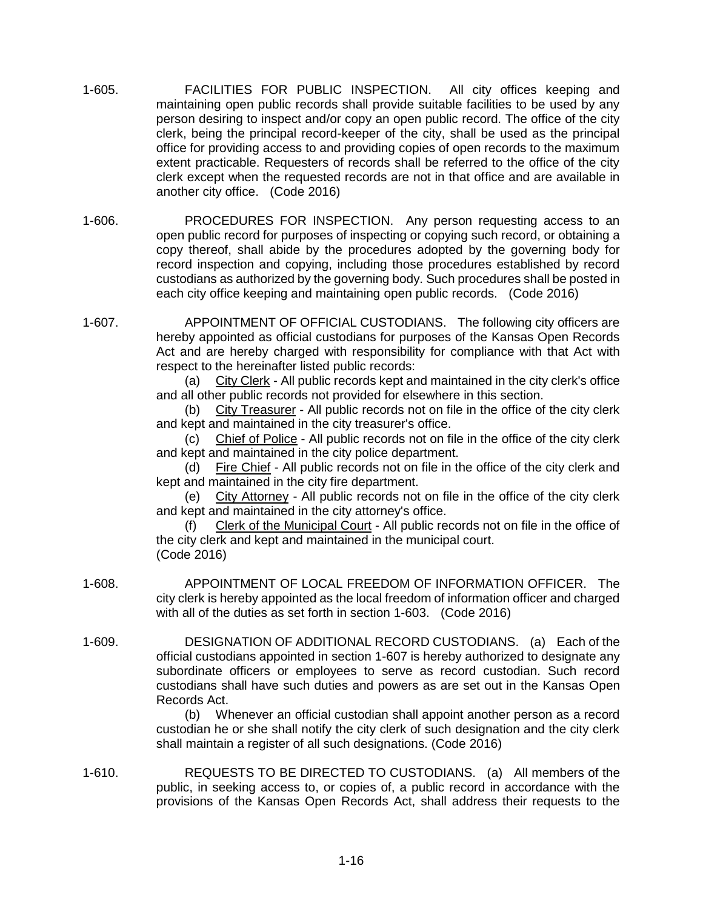1-605. FACILITIES FOR PUBLIC INSPECTION. All city offices keeping and maintaining open public records shall provide suitable facilities to be used by any person desiring to inspect and/or copy an open public record. The office of the city clerk, being the principal record-keeper of the city, shall be used as the principal office for providing access to and providing copies of open records to the maximum extent practicable. Requesters of records shall be referred to the office of the city clerk except when the requested records are not in that office and are available in another city office. (Code 2016)

1-606. PROCEDURES FOR INSPECTION. Any person requesting access to an open public record for purposes of inspecting or copying such record, or obtaining a copy thereof, shall abide by the procedures adopted by the governing body for record inspection and copying, including those procedures established by record custodians as authorized by the governing body. Such procedures shall be posted in each city office keeping and maintaining open public records. (Code 2016)

1-607. APPOINTMENT OF OFFICIAL CUSTODIANS. The following city officers are hereby appointed as official custodians for purposes of the Kansas Open Records Act and are hereby charged with responsibility for compliance with that Act with respect to the hereinafter listed public records:

(a) City Clerk - All public records kept and maintained in the city clerk's office and all other public records not provided for elsewhere in this section.

(b) City Treasurer - All public records not on file in the office of the city clerk and kept and maintained in the city treasurer's office.

(c) Chief of Police - All public records not on file in the office of the city clerk and kept and maintained in the city police department.

(d) Fire Chief - All public records not on file in the office of the city clerk and kept and maintained in the city fire department.

(e) City Attorney - All public records not on file in the office of the city clerk and kept and maintained in the city attorney's office.

(f) Clerk of the Municipal Court - All public records not on file in the office of the city clerk and kept and maintained in the municipal court.
(Code 2016)

1-608. APPOINTMENT OF LOCAL FREEDOM OF INFORMATION OFFICER. The city clerk is hereby appointed as the local freedom of information officer and charged with all of the duties as set forth in section 1-603. (Code 2016)

1-609. DESIGNATION OF ADDITIONAL RECORD CUSTODIANS. (a) Each of the official custodians appointed in section 1-607 is hereby authorized to designate any subordinate officers or employees to serve as record custodian. Such record custodians shall have such duties and powers as are set out in the Kansas Open Records Act.

(b) Whenever an official custodian shall appoint another person as a record custodian he or she shall notify the city clerk of such designation and the city clerk shall maintain a register of all such designations. (Code 2016)

1-610. REQUESTS TO BE DIRECTED TO CUSTODIANS. (a) All members of the public, in seeking access to, or copies of, a public record in accordance with the provisions of the Kansas Open Records Act, shall address their requests to the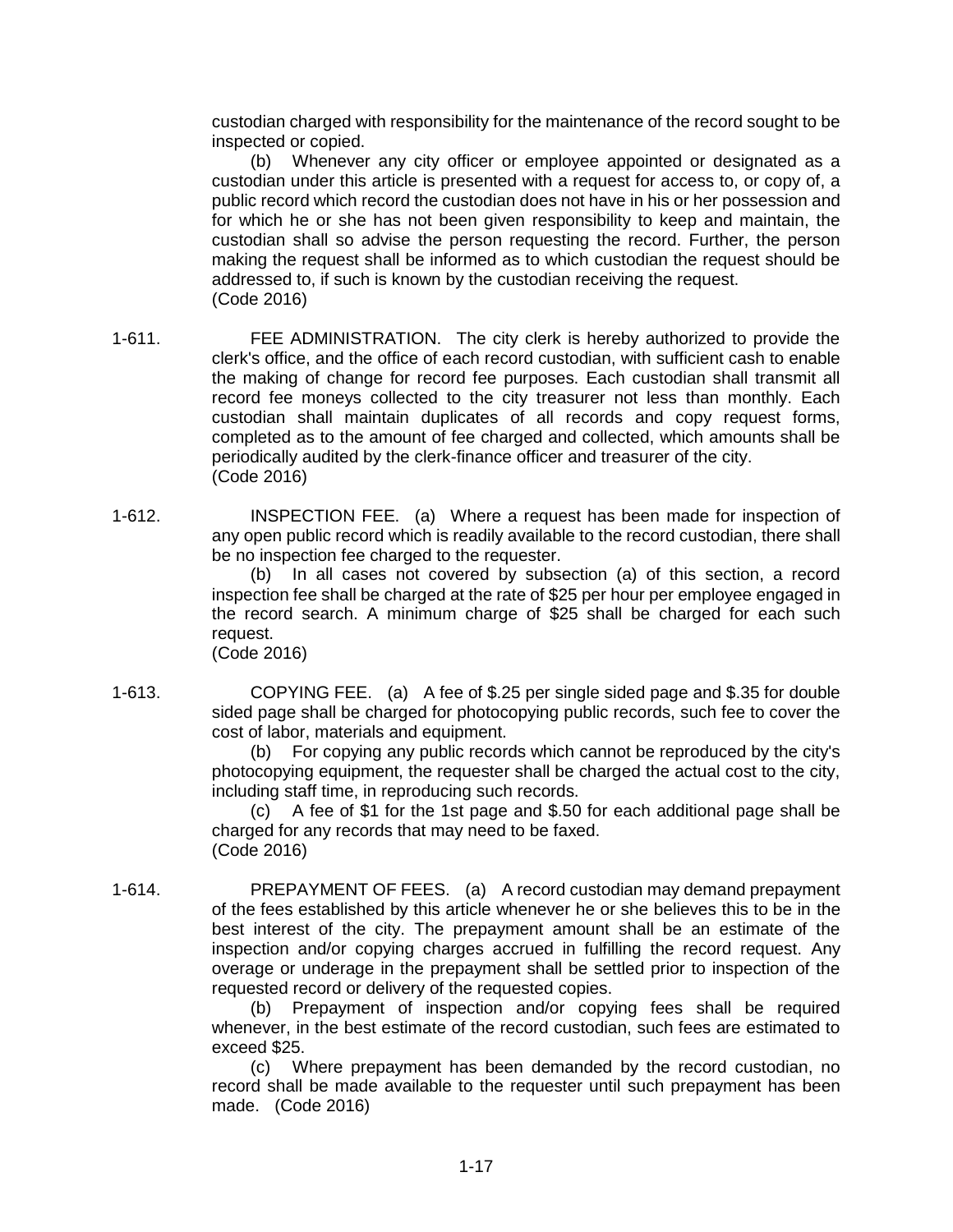custodian charged with responsibility for the maintenance of the record sought to be inspected or copied.

(b) Whenever any city officer or employee appointed or designated as a custodian under this article is presented with a request for access to, or copy of, a public record which record the custodian does not have in his or her possession and for which he or she has not been given responsibility to keep and maintain, the custodian shall so advise the person requesting the record. Further, the person making the request shall be informed as to which custodian the request should be addressed to, if such is known by the custodian receiving the request.
(Code 2016)

1-611. FEE ADMINISTRATION. The city clerk is hereby authorized to provide the clerk's office, and the office of each record custodian, with sufficient cash to enable the making of change for record fee purposes. Each custodian shall transmit all record fee moneys collected to the city treasurer not less than monthly. Each custodian shall maintain duplicates of all records and copy request forms, completed as to the amount of fee charged and collected, which amounts shall be periodically audited by the clerk-finance officer and treasurer of the city.
(Code 2016)

1-612. INSPECTION FEE. (a) Where a request has been made for inspection of any open public record which is readily available to the record custodian, there shall be no inspection fee charged to the requester.

(b) In all cases not covered by subsection (a) of this section, a record inspection fee shall be charged at the rate of $25 per hour per employee engaged in the record search. A minimum charge of $25 shall be charged for each such request.
(Code 2016)

1-613. COPYING FEE. (a) A fee of $.25 per single sided page and $.35 for double sided page shall be charged for photocopying public records, such fee to cover the cost of labor, materials and equipment.

(b) For copying any public records which cannot be reproduced by the city's photocopying equipment, the requester shall be charged the actual cost to the city, including staff time, in reproducing such records.

(c) A fee of $1 for the 1st page and $.50 for each additional page shall be charged for any records that may need to be faxed.
(Code 2016)

1-614. PREPAYMENT OF FEES. (a) A record custodian may demand prepayment of the fees established by this article whenever he or she believes this to be in the best interest of the city. The prepayment amount shall be an estimate of the inspection and/or copying charges accrued in fulfilling the record request. Any overage or underage in the prepayment shall be settled prior to inspection of the requested record or delivery of the requested copies.

(b) Prepayment of inspection and/or copying fees shall be required whenever, in the best estimate of the record custodian, such fees are estimated to exceed $25.

(c) Where prepayment has been demanded by the record custodian, no record shall be made available to the requester until such prepayment has been made. (Code 2016)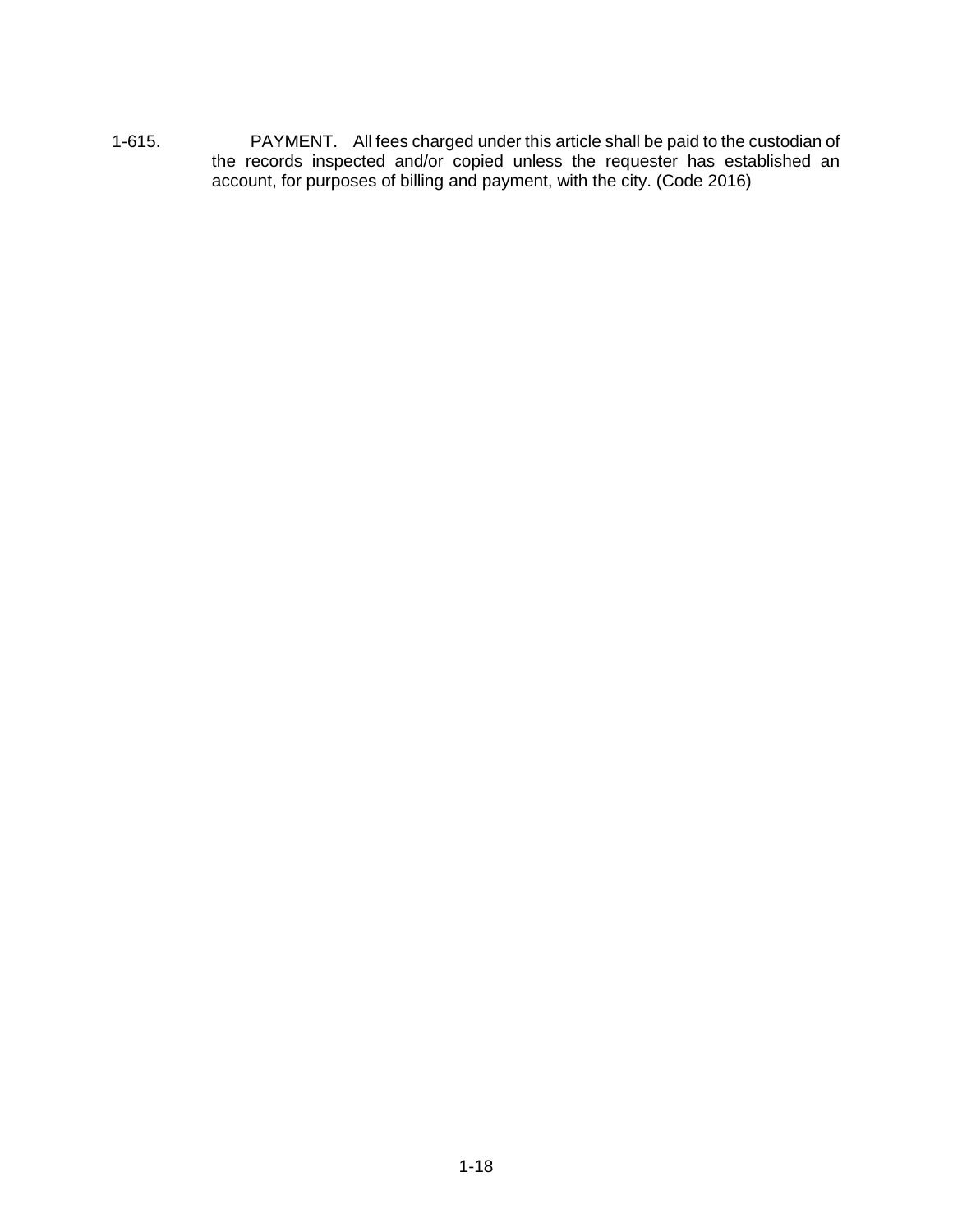1-615. PAYMENT. All fees charged under this article shall be paid to the custodian of the records inspected and/or copied unless the requester has established an account, for purposes of billing and payment, with the city. (Code 2016)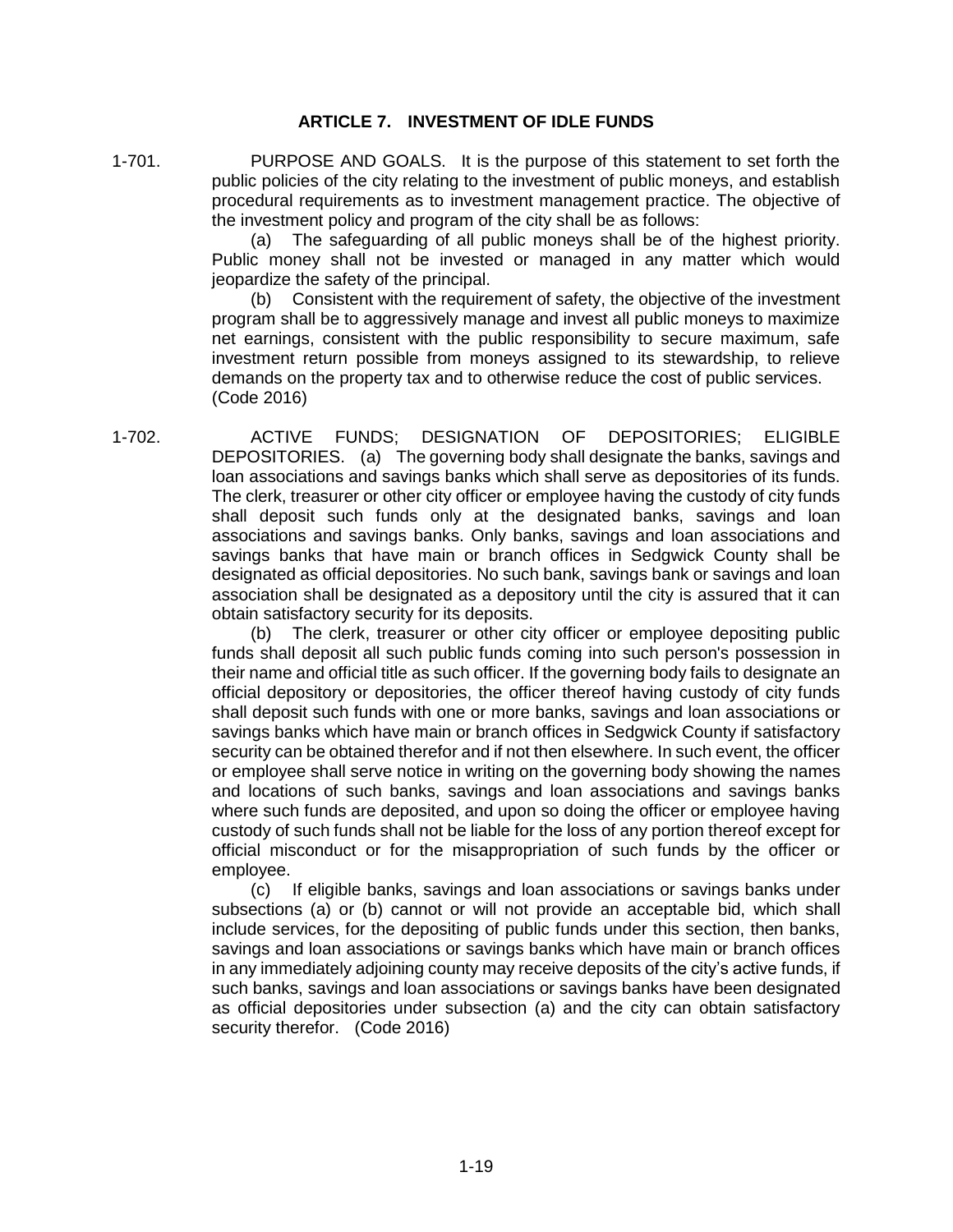## ARTICLE 7. INVESTMENT OF IDLE FUNDS

1-701. PURPOSE AND GOALS. It is the purpose of this statement to set forth the public policies of the city relating to the investment of public moneys, and establish procedural requirements as to investment management practice. The objective of the investment policy and program of the city shall be as follows:

(a) The safeguarding of all public moneys shall be of the highest priority. Public money shall not be invested or managed in any matter which would jeopardize the safety of the principal.

(b) Consistent with the requirement of safety, the objective of the investment program shall be to aggressively manage and invest all public moneys to maximize net earnings, consistent with the public responsibility to secure maximum, safe investment return possible from moneys assigned to its stewardship, to relieve demands on the property tax and to otherwise reduce the cost of public services. (Code 2016)

1-702. ACTIVE FUNDS; DESIGNATION OF DEPOSITORIES; ELIGIBLE DEPOSITORIES. (a) The governing body shall designate the banks, savings and loan associations and savings banks which shall serve as depositories of its funds. The clerk, treasurer or other city officer or employee having the custody of city funds shall deposit such funds only at the designated banks, savings and loan associations and savings banks. Only banks, savings and loan associations and savings banks that have main or branch offices in Sedgwick County shall be designated as official depositories. No such bank, savings bank or savings and loan association shall be designated as a depository until the city is assured that it can obtain satisfactory security for its deposits.

(b) The clerk, treasurer or other city officer or employee depositing public funds shall deposit all such public funds coming into such person's possession in their name and official title as such officer. If the governing body fails to designate an official depository or depositories, the officer thereof having custody of city funds shall deposit such funds with one or more banks, savings and loan associations or savings banks which have main or branch offices in Sedgwick County if satisfactory security can be obtained therefor and if not then elsewhere. In such event, the officer or employee shall serve notice in writing on the governing body showing the names and locations of such banks, savings and loan associations and savings banks where such funds are deposited, and upon so doing the officer or employee having custody of such funds shall not be liable for the loss of any portion thereof except for official misconduct or for the misappropriation of such funds by the officer or employee.

(c) If eligible banks, savings and loan associations or savings banks under subsections (a) or (b) cannot or will not provide an acceptable bid, which shall include services, for the depositing of public funds under this section, then banks, savings and loan associations or savings banks which have main or branch offices in any immediately adjoining county may receive deposits of the city's active funds, if such banks, savings and loan associations or savings banks have been designated as official depositories under subsection (a) and the city can obtain satisfactory security therefor. (Code 2016)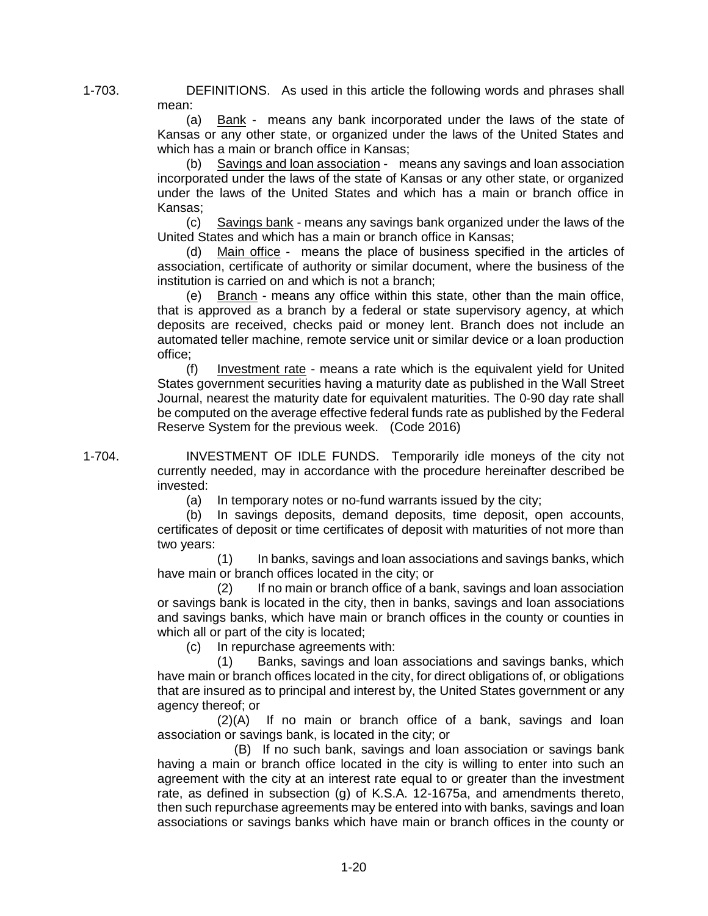1-703. DEFINITIONS. As used in this article the following words and phrases shall mean:

(a) Bank - means any bank incorporated under the laws of the state of Kansas or any other state, or organized under the laws of the United States and which has a main or branch office in Kansas;

(b) Savings and loan association - means any savings and loan association incorporated under the laws of the state of Kansas or any other state, or organized under the laws of the United States and which has a main or branch office in Kansas;

(c) Savings bank - means any savings bank organized under the laws of the United States and which has a main or branch office in Kansas;

(d) Main office - means the place of business specified in the articles of association, certificate of authority or similar document, where the business of the institution is carried on and which is not a branch;

(e) Branch - means any office within this state, other than the main office, that is approved as a branch by a federal or state supervisory agency, at which deposits are received, checks paid or money lent. Branch does not include an automated teller machine, remote service unit or similar device or a loan production office;

(f) Investment rate - means a rate which is the equivalent yield for United States government securities having a maturity date as published in the Wall Street Journal, nearest the maturity date for equivalent maturities. The 0-90 day rate shall be computed on the average effective federal funds rate as published by the Federal Reserve System for the previous week. (Code 2016)

1-704. INVESTMENT OF IDLE FUNDS. Temporarily idle moneys of the city not currently needed, may in accordance with the procedure hereinafter described be invested:

(a) In temporary notes or no-fund warrants issued by the city;

(b) In savings deposits, demand deposits, time deposit, open accounts, certificates of deposit or time certificates of deposit with maturities of not more than two years:

(1) In banks, savings and loan associations and savings banks, which have main or branch offices located in the city; or

(2) If no main or branch office of a bank, savings and loan association or savings bank is located in the city, then in banks, savings and loan associations and savings banks, which have main or branch offices in the county or counties in which all or part of the city is located;

(c) In repurchase agreements with:

(1) Banks, savings and loan associations and savings banks, which have main or branch offices located in the city, for direct obligations of, or obligations that are insured as to principal and interest by, the United States government or any agency thereof; or

(2)(A) If no main or branch office of a bank, savings and loan association or savings bank, is located in the city; or

(B) If no such bank, savings and loan association or savings bank having a main or branch office located in the city is willing to enter into such an agreement with the city at an interest rate equal to or greater than the investment rate, as defined in subsection (g) of K.S.A. 12-1675a, and amendments thereto, then such repurchase agreements may be entered into with banks, savings and loan associations or savings banks which have main or branch offices in the county or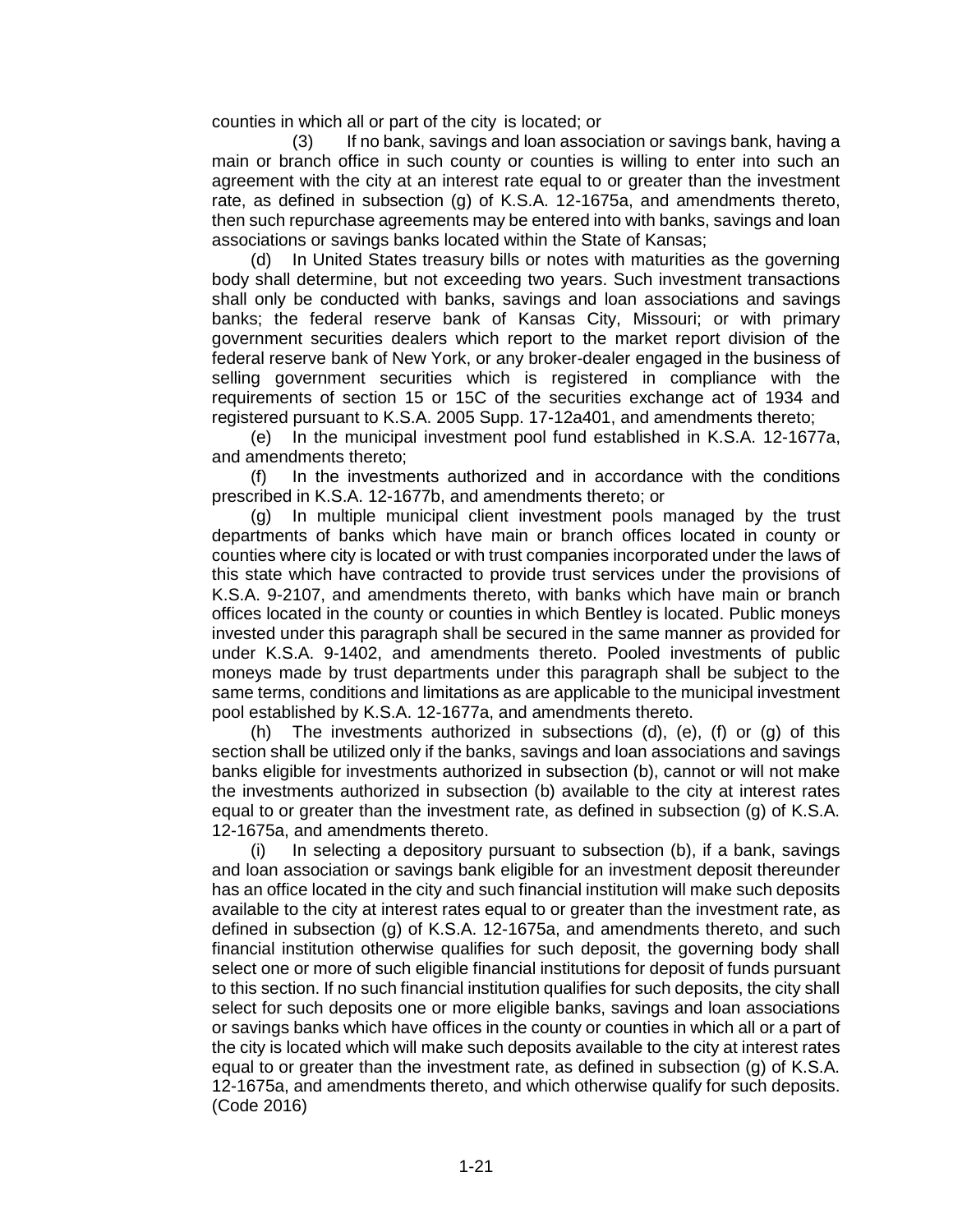counties in which all or part of the city is located; or

(3) If no bank, savings and loan association or savings bank, having a main or branch office in such county or counties is willing to enter into such an agreement with the city at an interest rate equal to or greater than the investment rate, as defined in subsection (g) of K.S.A. 12-1675a, and amendments thereto, then such repurchase agreements may be entered into with banks, savings and loan associations or savings banks located within the State of Kansas;

(d) In United States treasury bills or notes with maturities as the governing body shall determine, but not exceeding two years. Such investment transactions shall only be conducted with banks, savings and loan associations and savings banks; the federal reserve bank of Kansas City, Missouri; or with primary government securities dealers which report to the market report division of the federal reserve bank of New York, or any broker-dealer engaged in the business of selling government securities which is registered in compliance with the requirements of section 15 or 15C of the securities exchange act of 1934 and registered pursuant to K.S.A. 2005 Supp. 17-12a401, and amendments thereto;

(e) In the municipal investment pool fund established in K.S.A. 12-1677a, and amendments thereto;

(f) In the investments authorized and in accordance with the conditions prescribed in K.S.A. 12-1677b, and amendments thereto; or

(g) In multiple municipal client investment pools managed by the trust departments of banks which have main or branch offices located in county or counties where city is located or with trust companies incorporated under the laws of this state which have contracted to provide trust services under the provisions of K.S.A. 9-2107, and amendments thereto, with banks which have main or branch offices located in the county or counties in which Bentley is located. Public moneys invested under this paragraph shall be secured in the same manner as provided for under K.S.A. 9-1402, and amendments thereto. Pooled investments of public moneys made by trust departments under this paragraph shall be subject to the same terms, conditions and limitations as are applicable to the municipal investment pool established by K.S.A. 12-1677a, and amendments thereto.

(h) The investments authorized in subsections (d), (e), (f) or (g) of this section shall be utilized only if the banks, savings and loan associations and savings banks eligible for investments authorized in subsection (b), cannot or will not make the investments authorized in subsection (b) available to the city at interest rates equal to or greater than the investment rate, as defined in subsection (g) of K.S.A. 12-1675a, and amendments thereto.

(i) In selecting a depository pursuant to subsection (b), if a bank, savings and loan association or savings bank eligible for an investment deposit thereunder has an office located in the city and such financial institution will make such deposits available to the city at interest rates equal to or greater than the investment rate, as defined in subsection (g) of K.S.A. 12-1675a, and amendments thereto, and such financial institution otherwise qualifies for such deposit, the governing body shall select one or more of such eligible financial institutions for deposit of funds pursuant to this section. If no such financial institution qualifies for such deposits, the city shall select for such deposits one or more eligible banks, savings and loan associations or savings banks which have offices in the county or counties in which all or a part of the city is located which will make such deposits available to the city at interest rates equal to or greater than the investment rate, as defined in subsection (g) of K.S.A. 12-1675a, and amendments thereto, and which otherwise qualify for such deposits. (Code 2016)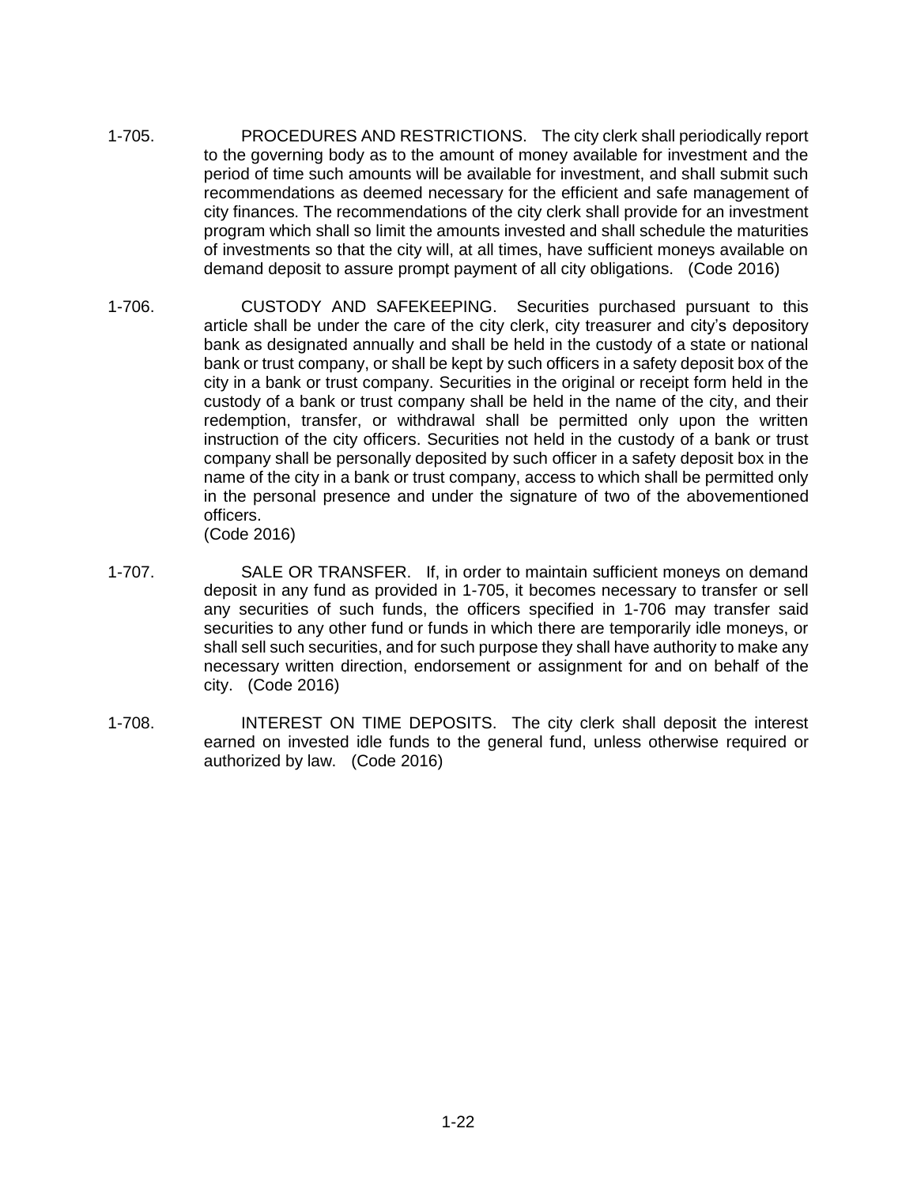1-705. PROCEDURES AND RESTRICTIONS. The city clerk shall periodically report to the governing body as to the amount of money available for investment and the period of time such amounts will be available for investment, and shall submit such recommendations as deemed necessary for the efficient and safe management of city finances. The recommendations of the city clerk shall provide for an investment program which shall so limit the amounts invested and shall schedule the maturities of investments so that the city will, at all times, have sufficient moneys available on demand deposit to assure prompt payment of all city obligations. (Code 2016)

1-706. CUSTODY AND SAFEKEEPING. Securities purchased pursuant to this article shall be under the care of the city clerk, city treasurer and city's depository bank as designated annually and shall be held in the custody of a state or national bank or trust company, or shall be kept by such officers in a safety deposit box of the city in a bank or trust company. Securities in the original or receipt form held in the custody of a bank or trust company shall be held in the name of the city, and their redemption, transfer, or withdrawal shall be permitted only upon the written instruction of the city officers. Securities not held in the custody of a bank or trust company shall be personally deposited by such officer in a safety deposit box in the name of the city in a bank or trust company, access to which shall be permitted only in the personal presence and under the signature of two of the abovementioned officers.
(Code 2016)

1-707. SALE OR TRANSFER. If, in order to maintain sufficient moneys on demand deposit in any fund as provided in 1-705, it becomes necessary to transfer or sell any securities of such funds, the officers specified in 1-706 may transfer said securities to any other fund or funds in which there are temporarily idle moneys, or shall sell such securities, and for such purpose they shall have authority to make any necessary written direction, endorsement or assignment for and on behalf of the city. (Code 2016)

1-708. INTEREST ON TIME DEPOSITS. The city clerk shall deposit the interest earned on invested idle funds to the general fund, unless otherwise required or authorized by law. (Code 2016)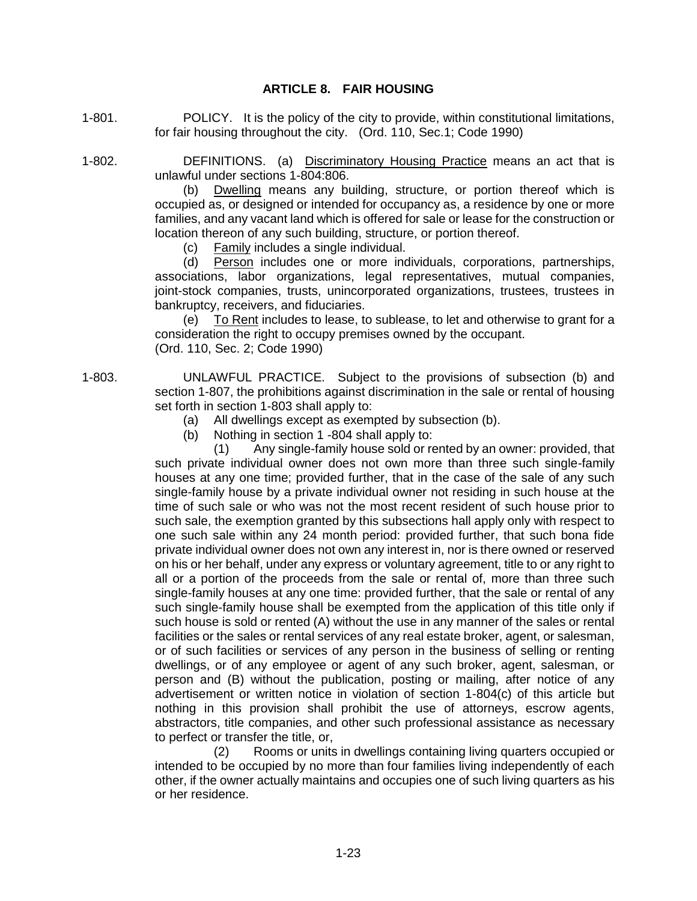## ARTICLE 8. FAIR HOUSING

1-801. POLICY. It is the policy of the city to provide, within constitutional limitations, for fair housing throughout the city. (Ord. 110, Sec.1; Code 1990)

1-802. DEFINITIONS. (a) Discriminatory Housing Practice means an act that is unlawful under sections 1-804:806.

(b) Dwelling means any building, structure, or portion thereof which is occupied as, or designed or intended for occupancy as, a residence by one or more families, and any vacant land which is offered for sale or lease for the construction or location thereon of any such building, structure, or portion thereof.

(c) Family includes a single individual.

(d) Person includes one or more individuals, corporations, partnerships, associations, labor organizations, legal representatives, mutual companies, joint-stock companies, trusts, unincorporated organizations, trustees, trustees in bankruptcy, receivers, and fiduciaries.

(e) To Rent includes to lease, to sublease, to let and otherwise to grant for a consideration the right to occupy premises owned by the occupant.
(Ord. 110, Sec. 2; Code 1990)

1-803. UNLAWFUL PRACTICE. Subject to the provisions of subsection (b) and section 1-807, the prohibitions against discrimination in the sale or rental of housing set forth in section 1-803 shall apply to:

(a) All dwellings except as exempted by subsection (b).

(b) Nothing in section 1 -804 shall apply to:

(1) Any single-family house sold or rented by an owner: provided, that such private individual owner does not own more than three such single-family houses at any one time; provided further, that in the case of the sale of any such single-family house by a private individual owner not residing in such house at the time of such sale or who was not the most recent resident of such house prior to such sale, the exemption granted by this subsections hall apply only with respect to one such sale within any 24 month period: provided further, that such bona fide private individual owner does not own any interest in, nor is there owned or reserved on his or her behalf, under any express or voluntary agreement, title to or any right to all or a portion of the proceeds from the sale or rental of, more than three such single-family houses at any one time: provided further, that the sale or rental of any such single-family house shall be exempted from the application of this title only if such house is sold or rented (A) without the use in any manner of the sales or rental facilities or the sales or rental services of any real estate broker, agent, or salesman, or of such facilities or services of any person in the business of selling or renting dwellings, or of any employee or agent of any such broker, agent, salesman, or person and (B) without the publication, posting or mailing, after notice of any advertisement or written notice in violation of section 1-804(c) of this article but nothing in this provision shall prohibit the use of attorneys, escrow agents, abstractors, title companies, and other such professional assistance as necessary to perfect or transfer the title, or,

(2) Rooms or units in dwellings containing living quarters occupied or intended to be occupied by no more than four families living independently of each other, if the owner actually maintains and occupies one of such living quarters as his or her residence.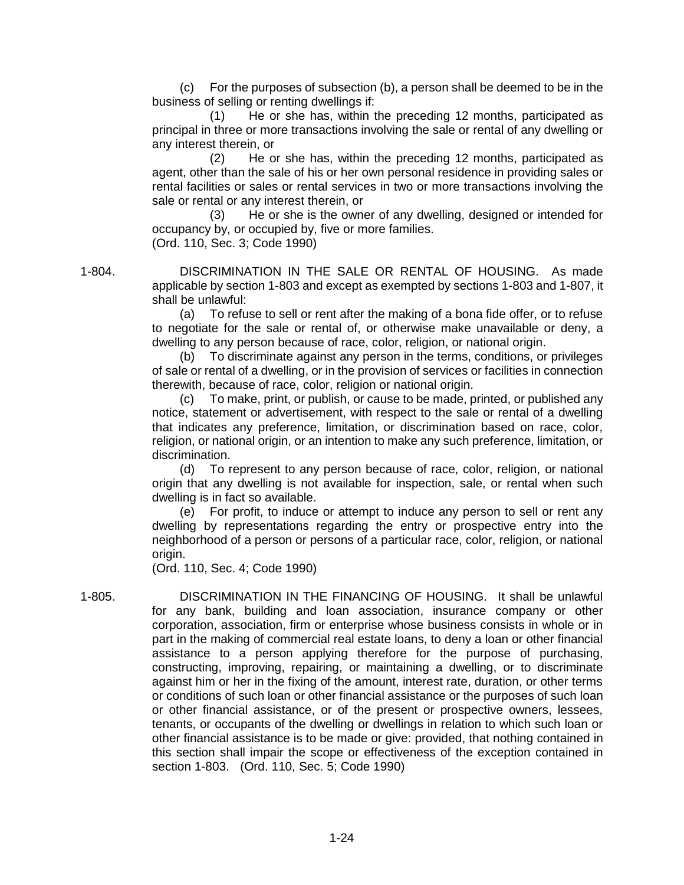(c) For the purposes of subsection (b), a person shall be deemed to be in the business of selling or renting dwellings if:

(1) He or she has, within the preceding 12 months, participated as principal in three or more transactions involving the sale or rental of any dwelling or any interest therein, or

(2) He or she has, within the preceding 12 months, participated as agent, other than the sale of his or her own personal residence in providing sales or rental facilities or sales or rental services in two or more transactions involving the sale or rental or any interest therein, or

(3) He or she is the owner of any dwelling, designed or intended for occupancy by, or occupied by, five or more families.

(Ord. 110, Sec. 3; Code 1990)

1-804. DISCRIMINATION IN THE SALE OR RENTAL OF HOUSING. As made applicable by section 1-803 and except as exempted by sections 1-803 and 1-807, it shall be unlawful:

(a) To refuse to sell or rent after the making of a bona fide offer, or to refuse to negotiate for the sale or rental of, or otherwise make unavailable or deny, a dwelling to any person because of race, color, religion, or national origin.

(b) To discriminate against any person in the terms, conditions, or privileges of sale or rental of a dwelling, or in the provision of services or facilities in connection therewith, because of race, color, religion or national origin.

(c) To make, print, or publish, or cause to be made, printed, or published any notice, statement or advertisement, with respect to the sale or rental of a dwelling that indicates any preference, limitation, or discrimination based on race, color, religion, or national origin, or an intention to make any such preference, limitation, or discrimination.

(d) To represent to any person because of race, color, religion, or national origin that any dwelling is not available for inspection, sale, or rental when such dwelling is in fact so available.

(e) For profit, to induce or attempt to induce any person to sell or rent any dwelling by representations regarding the entry or prospective entry into the neighborhood of a person or persons of a particular race, color, religion, or national origin.

(Ord. 110, Sec. 4; Code 1990)

1-805. DISCRIMINATION IN THE FINANCING OF HOUSING. It shall be unlawful for any bank, building and loan association, insurance company or other corporation, association, firm or enterprise whose business consists in whole or in part in the making of commercial real estate loans, to deny a loan or other financial assistance to a person applying therefore for the purpose of purchasing, constructing, improving, repairing, or maintaining a dwelling, or to discriminate against him or her in the fixing of the amount, interest rate, duration, or other terms or conditions of such loan or other financial assistance or the purposes of such loan or other financial assistance, or of the present or prospective owners, lessees, tenants, or occupants of the dwelling or dwellings in relation to which such loan or other financial assistance is to be made or give: provided, that nothing contained in this section shall impair the scope or effectiveness of the exception contained in section 1-803. (Ord. 110, Sec. 5; Code 1990)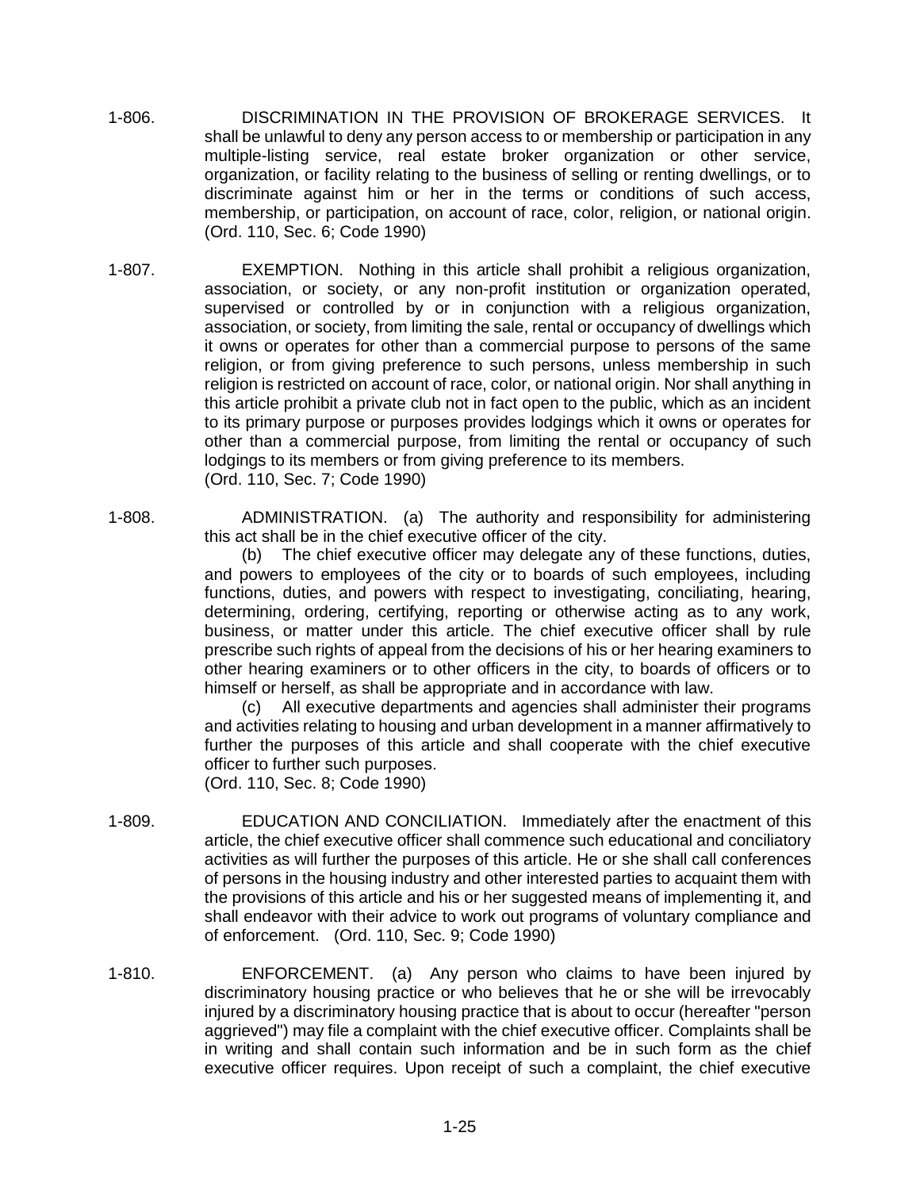1-806. DISCRIMINATION IN THE PROVISION OF BROKERAGE SERVICES. It shall be unlawful to deny any person access to or membership or participation in any multiple-listing service, real estate broker organization or other service, organization, or facility relating to the business of selling or renting dwellings, or to discriminate against him or her in the terms or conditions of such access, membership, or participation, on account of race, color, religion, or national origin. (Ord. 110, Sec. 6; Code 1990)

1-807. EXEMPTION. Nothing in this article shall prohibit a religious organization, association, or society, or any non-profit institution or organization operated, supervised or controlled by or in conjunction with a religious organization, association, or society, from limiting the sale, rental or occupancy of dwellings which it owns or operates for other than a commercial purpose to persons of the same religion, or from giving preference to such persons, unless membership in such religion is restricted on account of race, color, or national origin. Nor shall anything in this article prohibit a private club not in fact open to the public, which as an incident to its primary purpose or purposes provides lodgings which it owns or operates for other than a commercial purpose, from limiting the rental or occupancy of such lodgings to its members or from giving preference to its members.
(Ord. 110, Sec. 7; Code 1990)

1-808. ADMINISTRATION. (a) The authority and responsibility for administering this act shall be in the chief executive officer of the city.

(b) The chief executive officer may delegate any of these functions, duties, and powers to employees of the city or to boards of such employees, including functions, duties, and powers with respect to investigating, conciliating, hearing, determining, ordering, certifying, reporting or otherwise acting as to any work, business, or matter under this article. The chief executive officer shall by rule prescribe such rights of appeal from the decisions of his or her hearing examiners to other hearing examiners or to other officers in the city, to boards of officers or to himself or herself, as shall be appropriate and in accordance with law.

(c) All executive departments and agencies shall administer their programs and activities relating to housing and urban development in a manner affirmatively to further the purposes of this article and shall cooperate with the chief executive officer to further such purposes.
(Ord. 110, Sec. 8; Code 1990)

1-809. EDUCATION AND CONCILIATION. Immediately after the enactment of this article, the chief executive officer shall commence such educational and conciliatory activities as will further the purposes of this article. He or she shall call conferences of persons in the housing industry and other interested parties to acquaint them with the provisions of this article and his or her suggested means of implementing it, and shall endeavor with their advice to work out programs of voluntary compliance and of enforcement. (Ord. 110, Sec. 9; Code 1990)

1-810. ENFORCEMENT. (a) Any person who claims to have been injured by discriminatory housing practice or who believes that he or she will be irrevocably injured by a discriminatory housing practice that is about to occur (hereafter "person aggrieved") may file a complaint with the chief executive officer. Complaints shall be in writing and shall contain such information and be in such form as the chief executive officer requires. Upon receipt of such a complaint, the chief executive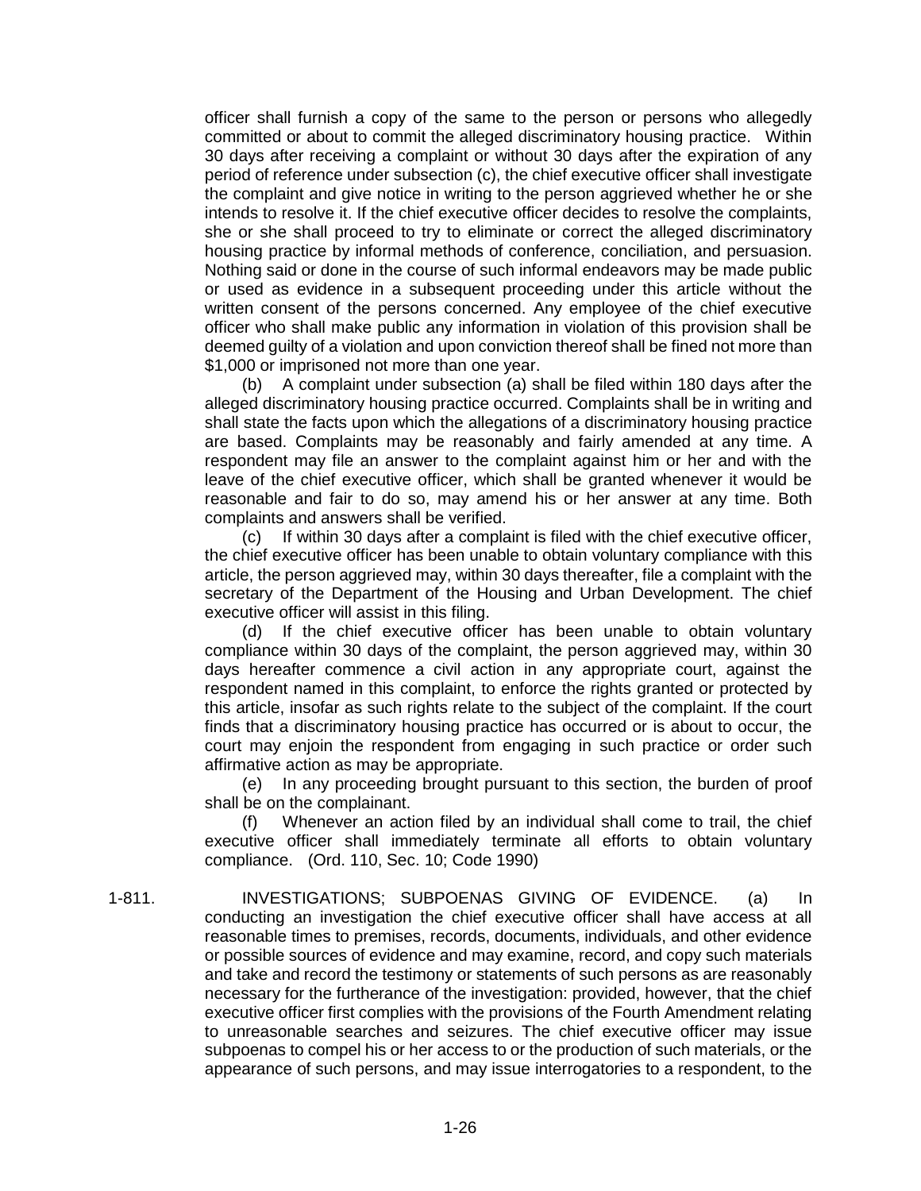officer shall furnish a copy of the same to the person or persons who allegedly committed or about to commit the alleged discriminatory housing practice. Within 30 days after receiving a complaint or without 30 days after the expiration of any period of reference under subsection (c), the chief executive officer shall investigate the complaint and give notice in writing to the person aggrieved whether he or she intends to resolve it. If the chief executive officer decides to resolve the complaints, she or she shall proceed to try to eliminate or correct the alleged discriminatory housing practice by informal methods of conference, conciliation, and persuasion. Nothing said or done in the course of such informal endeavors may be made public or used as evidence in a subsequent proceeding under this article without the written consent of the persons concerned. Any employee of the chief executive officer who shall make public any information in violation of this provision shall be deemed guilty of a violation and upon conviction thereof shall be fined not more than $1,000 or imprisoned not more than one year.

(b) A complaint under subsection (a) shall be filed within 180 days after the alleged discriminatory housing practice occurred. Complaints shall be in writing and shall state the facts upon which the allegations of a discriminatory housing practice are based. Complaints may be reasonably and fairly amended at any time. A respondent may file an answer to the complaint against him or her and with the leave of the chief executive officer, which shall be granted whenever it would be reasonable and fair to do so, may amend his or her answer at any time. Both complaints and answers shall be verified.

(c) If within 30 days after a complaint is filed with the chief executive officer, the chief executive officer has been unable to obtain voluntary compliance with this article, the person aggrieved may, within 30 days thereafter, file a complaint with the secretary of the Department of the Housing and Urban Development. The chief executive officer will assist in this filing.

(d) If the chief executive officer has been unable to obtain voluntary compliance within 30 days of the complaint, the person aggrieved may, within 30 days hereafter commence a civil action in any appropriate court, against the respondent named in this complaint, to enforce the rights granted or protected by this article, insofar as such rights relate to the subject of the complaint. If the court finds that a discriminatory housing practice has occurred or is about to occur, the court may enjoin the respondent from engaging in such practice or order such affirmative action as may be appropriate.

(e) In any proceeding brought pursuant to this section, the burden of proof shall be on the complainant.

(f) Whenever an action filed by an individual shall come to trail, the chief executive officer shall immediately terminate all efforts to obtain voluntary compliance. (Ord. 110, Sec. 10; Code 1990)

1-811. INVESTIGATIONS; SUBPOENAS GIVING OF EVIDENCE. (a) In conducting an investigation the chief executive officer shall have access at all reasonable times to premises, records, documents, individuals, and other evidence or possible sources of evidence and may examine, record, and copy such materials and take and record the testimony or statements of such persons as are reasonably necessary for the furtherance of the investigation: provided, however, that the chief executive officer first complies with the provisions of the Fourth Amendment relating to unreasonable searches and seizures. The chief executive officer may issue subpoenas to compel his or her access to or the production of such materials, or the appearance of such persons, and may issue interrogatories to a respondent, to the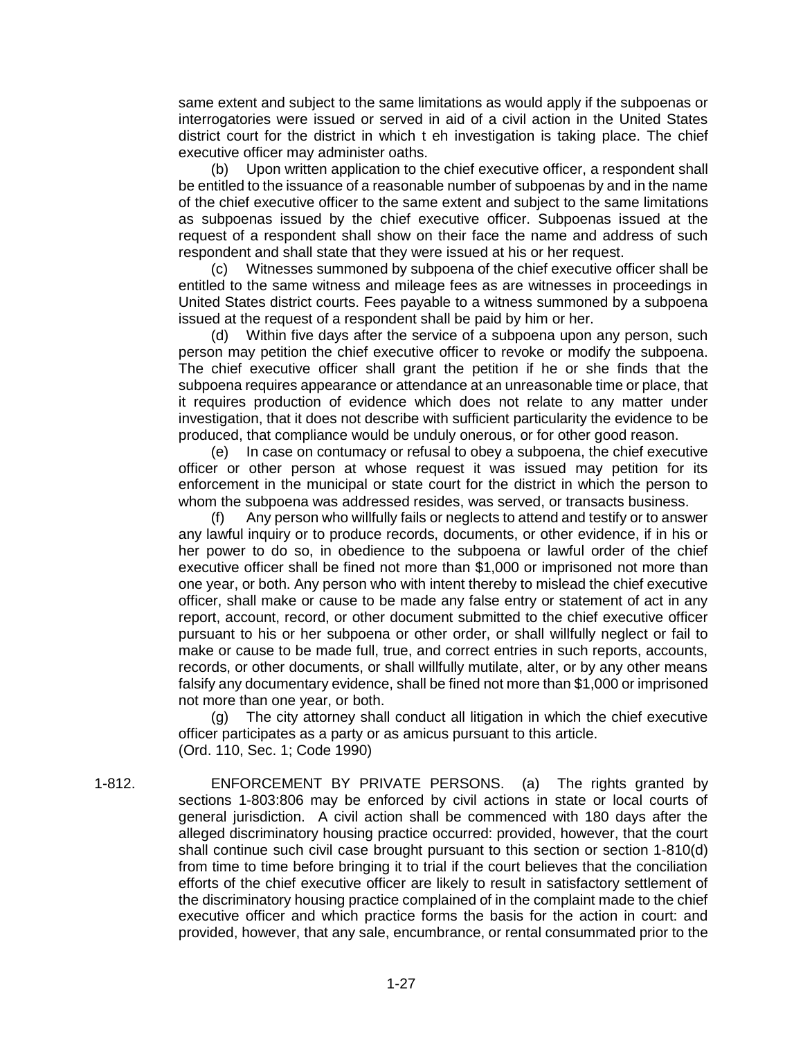same extent and subject to the same limitations as would apply if the subpoenas or interrogatories were issued or served in aid of a civil action in the United States district court for the district in which t eh investigation is taking place. The chief executive officer may administer oaths.

(b) Upon written application to the chief executive officer, a respondent shall be entitled to the issuance of a reasonable number of subpoenas by and in the name of the chief executive officer to the same extent and subject to the same limitations as subpoenas issued by the chief executive officer. Subpoenas issued at the request of a respondent shall show on their face the name and address of such respondent and shall state that they were issued at his or her request.

(c) Witnesses summoned by subpoena of the chief executive officer shall be entitled to the same witness and mileage fees as are witnesses in proceedings in United States district courts. Fees payable to a witness summoned by a subpoena issued at the request of a respondent shall be paid by him or her.

(d) Within five days after the service of a subpoena upon any person, such person may petition the chief executive officer to revoke or modify the subpoena. The chief executive officer shall grant the petition if he or she finds that the subpoena requires appearance or attendance at an unreasonable time or place, that it requires production of evidence which does not relate to any matter under investigation, that it does not describe with sufficient particularity the evidence to be produced, that compliance would be unduly onerous, or for other good reason.

(e) In case on contumacy or refusal to obey a subpoena, the chief executive officer or other person at whose request it was issued may petition for its enforcement in the municipal or state court for the district in which the person to whom the subpoena was addressed resides, was served, or transacts business.

(f) Any person who willfully fails or neglects to attend and testify or to answer any lawful inquiry or to produce records, documents, or other evidence, if in his or her power to do so, in obedience to the subpoena or lawful order of the chief executive officer shall be fined not more than $1,000 or imprisoned not more than one year, or both. Any person who with intent thereby to mislead the chief executive officer, shall make or cause to be made any false entry or statement of act in any report, account, record, or other document submitted to the chief executive officer pursuant to his or her subpoena or other order, or shall willfully neglect or fail to make or cause to be made full, true, and correct entries in such reports, accounts, records, or other documents, or shall willfully mutilate, alter, or by any other means falsify any documentary evidence, shall be fined not more than $1,000 or imprisoned not more than one year, or both.

(g) The city attorney shall conduct all litigation in which the chief executive officer participates as a party or as amicus pursuant to this article.
(Ord. 110, Sec. 1; Code 1990)

1-812. ENFORCEMENT BY PRIVATE PERSONS. (a) The rights granted by sections 1-803:806 may be enforced by civil actions in state or local courts of general jurisdiction. A civil action shall be commenced with 180 days after the alleged discriminatory housing practice occurred: provided, however, that the court shall continue such civil case brought pursuant to this section or section 1-810(d) from time to time before bringing it to trial if the court believes that the conciliation efforts of the chief executive officer are likely to result in satisfactory settlement of the discriminatory housing practice complained of in the complaint made to the chief executive officer and which practice forms the basis for the action in court: and provided, however, that any sale, encumbrance, or rental consummated prior to the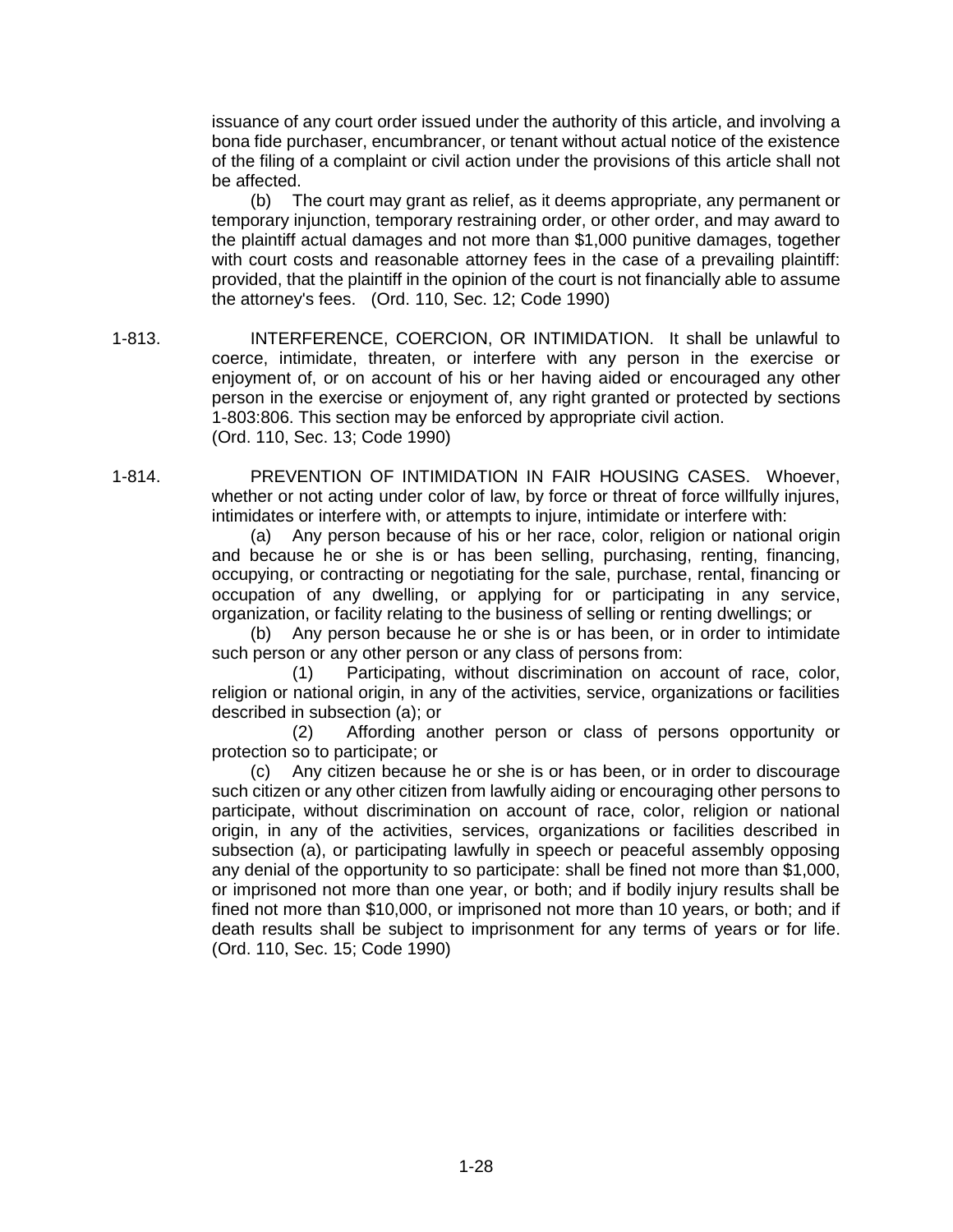issuance of any court order issued under the authority of this article, and involving a bona fide purchaser, encumbrancer, or tenant without actual notice of the existence of the filing of a complaint or civil action under the provisions of this article shall not be affected.

(b) The court may grant as relief, as it deems appropriate, any permanent or temporary injunction, temporary restraining order, or other order, and may award to the plaintiff actual damages and not more than $1,000 punitive damages, together with court costs and reasonable attorney fees in the case of a prevailing plaintiff: provided, that the plaintiff in the opinion of the court is not financially able to assume the attorney's fees. (Ord. 110, Sec. 12; Code 1990)

1-813. INTERFERENCE, COERCION, OR INTIMIDATION. It shall be unlawful to coerce, intimidate, threaten, or interfere with any person in the exercise or enjoyment of, or on account of his or her having aided or encouraged any other person in the exercise or enjoyment of, any right granted or protected by sections 1-803:806. This section may be enforced by appropriate civil action. (Ord. 110, Sec. 13; Code 1990)

1-814. PREVENTION OF INTIMIDATION IN FAIR HOUSING CASES. Whoever, whether or not acting under color of law, by force or threat of force willfully injures, intimidates or interfere with, or attempts to injure, intimidate or interfere with:

(a) Any person because of his or her race, color, religion or national origin and because he or she is or has been selling, purchasing, renting, financing, occupying, or contracting or negotiating for the sale, purchase, rental, financing or occupation of any dwelling, or applying for or participating in any service, organization, or facility relating to the business of selling or renting dwellings; or

(b) Any person because he or she is or has been, or in order to intimidate such person or any other person or any class of persons from:

(1) Participating, without discrimination on account of race, color, religion or national origin, in any of the activities, service, organizations or facilities described in subsection (a); or

(2) Affording another person or class of persons opportunity or protection so to participate; or

(c) Any citizen because he or she is or has been, or in order to discourage such citizen or any other citizen from lawfully aiding or encouraging other persons to participate, without discrimination on account of race, color, religion or national origin, in any of the activities, services, organizations or facilities described in subsection (a), or participating lawfully in speech or peaceful assembly opposing any denial of the opportunity to so participate: shall be fined not more than $1,000, or imprisoned not more than one year, or both; and if bodily injury results shall be fined not more than $10,000, or imprisoned not more than 10 years, or both; and if death results shall be subject to imprisonment for any terms of years or for life. (Ord. 110, Sec. 15; Code 1990)